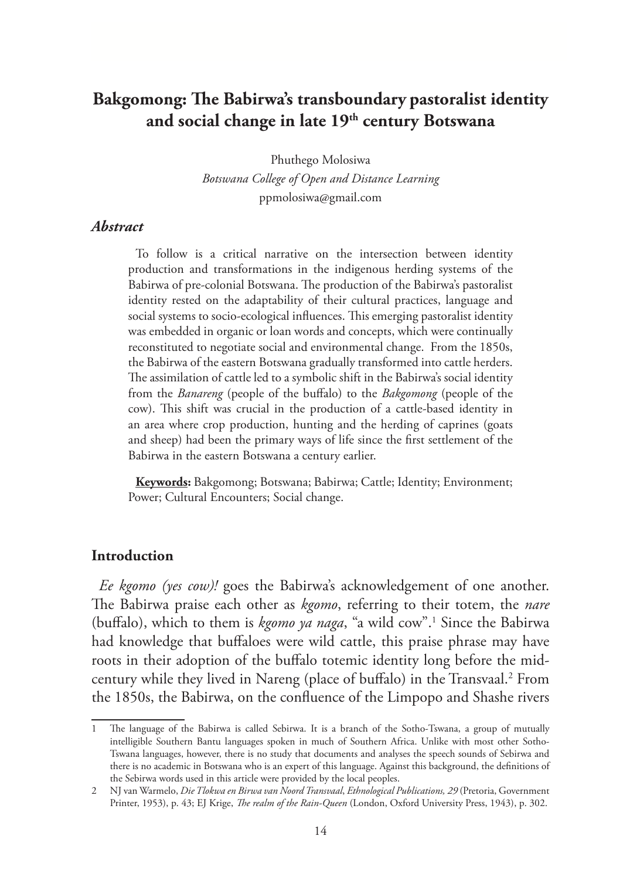# Bakgomong: The Babirwa's transboundary pastoralist identity and social change in late 19th century Botswana

Phuthego Molosiwa

*Botswana College of Open and Distance Learning*

ppmolosiwa@gmail.com

### *Abstract*

To follow is a critical narrative on the intersection between identity production and transformations in the indigenous herding systems of the Babirwa of pre-colonial Botswana. The production of the Babirwa's pastoralist identity rested on the adaptability of their cultural practices, language and social systems to socio-ecological influences. This emerging pastoralist identity was embedded in organic or loan words and concepts, which were continually reconstituted to negotiate social and environmental change. From the 1850s, the Babirwa of the eastern Botswana gradually transformed into cattle herders. The assimilation of cattle led to a symbolic shift in the Babirwa's social identity from the *Banareng* (people of the buffalo) to the *Bakgomong* (people of the cow). This shift was crucial in the production of a cattle-based identity in an area where crop production, hunting and the herding of caprines (goats and sheep) had been the primary ways of life since the first settlement of the Babirwa in the eastern Botswana a century earlier.

**Keywords:** Bakgomong; Botswana; Babirwa; Cattle; Identity; Environment; Power; Cultural Encounters; Social change.

## Introduction

*Ee kgomo (yes cow)!* goes the Babirwa's acknowledgement of one another. The Babirwa praise each other as *kgomo*, referring to their totem, the *nare* (buffalo), which to them is *kgomo ya naga*, "a wild cow".[1] Since the Babirwa had knowledge that buffaloes were wild cattle, this praise phrase may have roots in their adoption of the buffalo totemic identity long before the mid-century while they lived in Nareng (place of buffalo) in the Transvaal.[2] From the 1850s, the Babirwa, on the confluence of the Limpopo and Shashe rivers

---

1 The language of the Babirwa is called Sebirwa. It is a branch of the Sotho-Tswana, a group of mutually intelligible Southern Bantu languages spoken in much of Southern Africa. Unlike with most other Sotho-Tswana languages, however, there is no study that documents and analyses the speech sounds of Sebirwa and there is no academic in Botswana who is an expert of this language. Against this background, the definitions of the Sebirwa words used in this article were provided by the local peoples.

2 NJ van Warmelo, *Die Tlokwa en Birwa van Noord Transvaal*, *Ethnological Publications, 29* (Pretoria, Government Printer, 1953), p. 43; EJ Krige, *The realm of the Rain-Queen* (London, Oxford University Press, 1943), p. 302.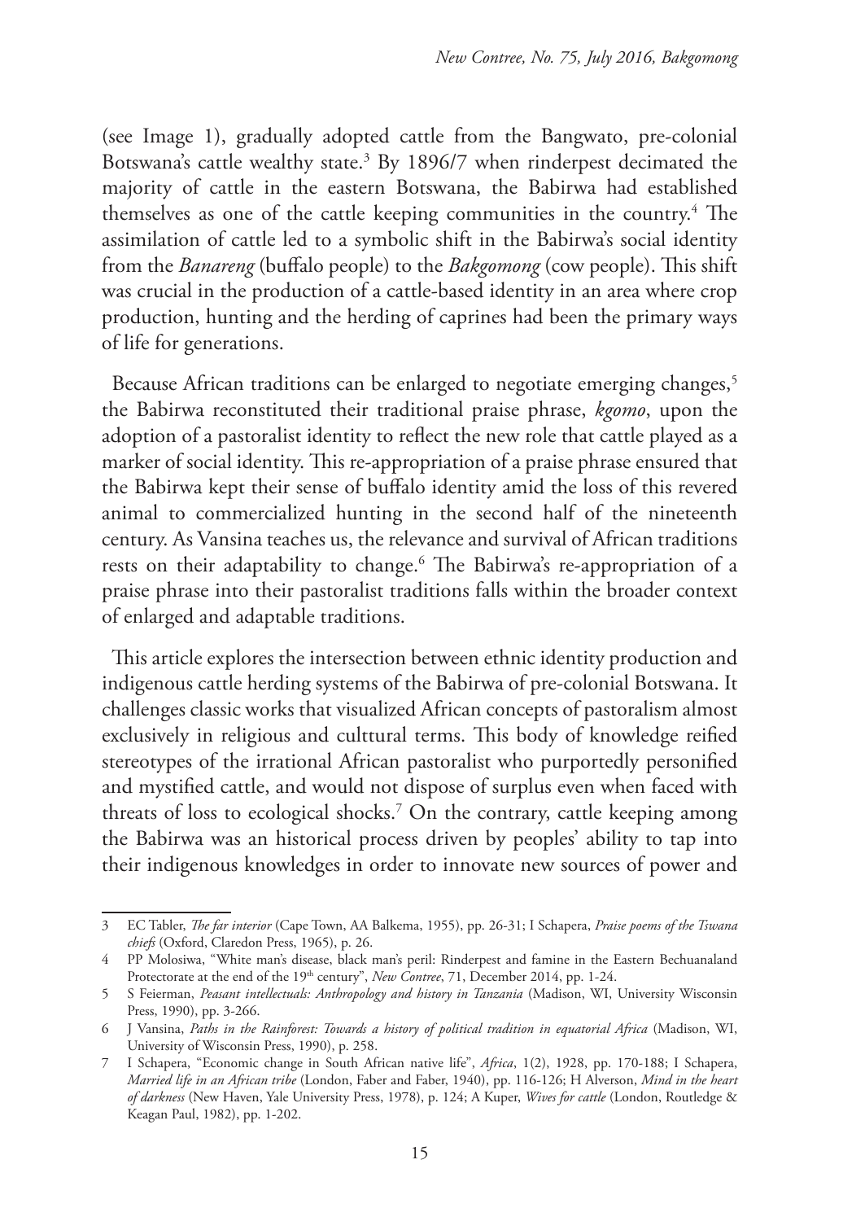(see Image 1), gradually adopted cattle from the Bangwato, pre-colonial Botswana's cattle wealthy state.[3] By 1896/7 when rinderpest decimated the majority of cattle in the eastern Botswana, the Babirwa had established themselves as one of the cattle keeping communities in the country.[4] The assimilation of cattle led to a symbolic shift in the Babirwa's social identity from the *Banareng* (buffalo people) to the *Bakgomong* (cow people). This shift was crucial in the production of a cattle-based identity in an area where crop production, hunting and the herding of caprines had been the primary ways of life for generations.

Because African traditions can be enlarged to negotiate emerging changes,[5] the Babirwa reconstituted their traditional praise phrase, *kgomo*, upon the adoption of a pastoralist identity to reflect the new role that cattle played as a marker of social identity. This re-appropriation of a praise phrase ensured that the Babirwa kept their sense of buffalo identity amid the loss of this revered animal to commercialized hunting in the second half of the nineteenth century. As Vansina teaches us, the relevance and survival of African traditions rests on their adaptability to change.[6] The Babirwa's re-appropriation of a praise phrase into their pastoralist traditions falls within the broader context of enlarged and adaptable traditions.

This article explores the intersection between ethnic identity production and indigenous cattle herding systems of the Babirwa of pre-colonial Botswana. It challenges classic works that visualized African concepts of pastoralism almost exclusively in religious and culttural terms. This body of knowledge reified stereotypes of the irrational African pastoralist who purportedly personified and mystified cattle, and would not dispose of surplus even when faced with threats of loss to ecological shocks.[7] On the contrary, cattle keeping among the Babirwa was an historical process driven by peoples' ability to tap into their indigenous knowledges in order to innovate new sources of power and

---

3 EC Tabler, *The far interior* (Cape Town, AA Balkema, 1955), pp. 26-31; I Schapera, *Praise poems of the Tswana chiefs* (Oxford, Claredon Press, 1965), p. 26.

4 PP Molosiwa, "White man's disease, black man's peril: Rinderpest and famine in the Eastern Bechuanaland Protectorate at the end of the 19th century", *New Contree*, 71, December 2014, pp. 1-24.

5 S Feierman, *Peasant intellectuals: Anthropology and history in Tanzania* (Madison, WI, University Wisconsin Press, 1990), pp. 3-266.

6 J Vansina, *Paths in the Rainforest: Towards a history of political tradition in equatorial Africa* (Madison, WI, University of Wisconsin Press, 1990), p. 258.

7 I Schapera, "Economic change in South African native life", *Africa*, 1(2), 1928, pp. 170-188; I Schapera, *Married life in an African tribe* (London, Faber and Faber, 1940), pp. 116-126; H Alverson, *Mind in the heart of darkness* (New Haven, Yale University Press, 1978), p. 124; A Kuper, *Wives for cattle* (London, Routledge & Keagan Paul, 1982), pp. 1-202.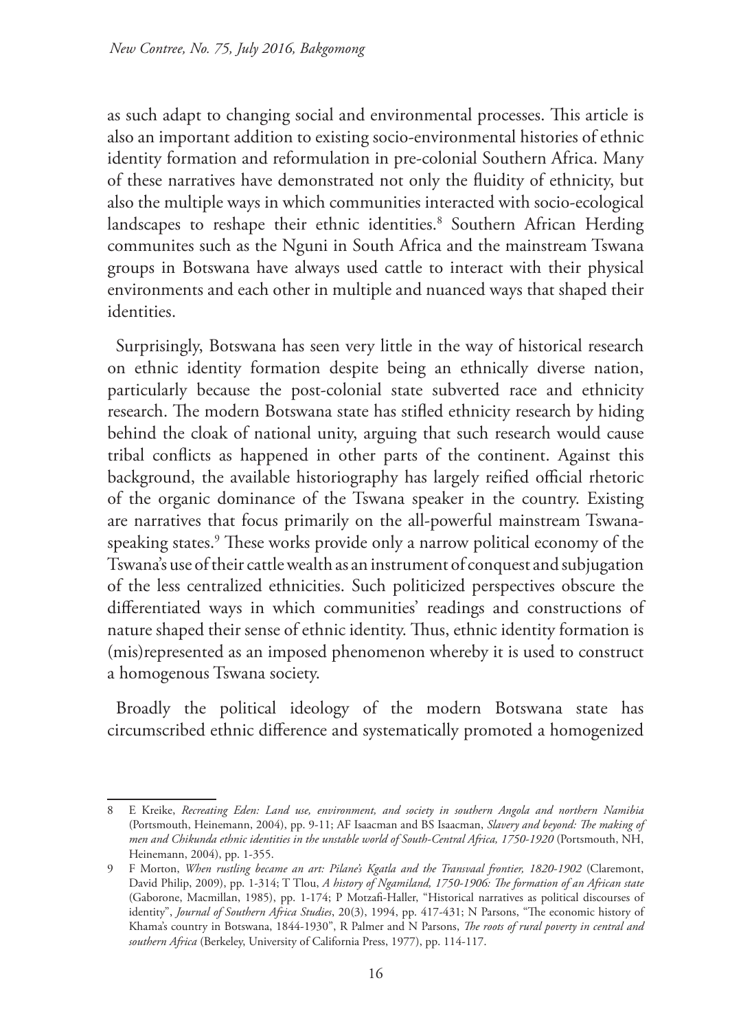as such adapt to changing social and environmental processes. This article is also an important addition to existing socio-environmental histories of ethnic identity formation and reformulation in pre-colonial Southern Africa. Many of these narratives have demonstrated not only the fluidity of ethnicity, but also the multiple ways in which communities interacted with socio-ecological landscapes to reshape their ethnic identities.[8] Southern African Herding communites such as the Nguni in South Africa and the mainstream Tswana groups in Botswana have always used cattle to interact with their physical environments and each other in multiple and nuanced ways that shaped their identities.

Surprisingly, Botswana has seen very little in the way of historical research on ethnic identity formation despite being an ethnically diverse nation, particularly because the post-colonial state subverted race and ethnicity research. The modern Botswana state has stifled ethnicity research by hiding behind the cloak of national unity, arguing that such research would cause tribal conflicts as happened in other parts of the continent. Against this background, the available historiography has largely reified official rhetoric of the organic dominance of the Tswana speaker in the country. Existing are narratives that focus primarily on the all-powerful mainstream Tswana-speaking states.[9] These works provide only a narrow political economy of the Tswana's use of their cattle wealth as an instrument of conquest and subjugation of the less centralized ethnicities. Such politicized perspectives obscure the differentiated ways in which communities' readings and constructions of nature shaped their sense of ethnic identity. Thus, ethnic identity formation is (mis)represented as an imposed phenomenon whereby it is used to construct a homogenous Tswana society.

Broadly the political ideology of the modern Botswana state has circumscribed ethnic difference and systematically promoted a homogenized

---

8 E Kreike, *Recreating Eden: Land use, environment, and society in southern Angola and northern Namibia* (Portsmouth, Heinemann, 2004), pp. 9-11; AF Isaacman and BS Isaacman, *Slavery and beyond: The making of men and Chikunda ethnic identities in the unstable world of South-Central Africa, 1750-1920* (Portsmouth, NH, Heinemann, 2004), pp. 1-355.

9 F Morton, *When rustling became an art: Pilane's Kgatla and the Transvaal frontier, 1820-1902* (Claremont, David Philip, 2009), pp. 1-314; T Tlou, *A history of Ngamiland, 1750-1906: The formation of an African state* (Gaborone, Macmillan, 1985), pp. 1-174; P Motzafi-Haller, "Historical narratives as political discourses of identity", *Journal of Southern Africa Studies*, 20(3), 1994, pp. 417-431; N Parsons, "The economic history of Khama's country in Botswana, 1844-1930", R Palmer and N Parsons, *The roots of rural poverty in central and southern Africa* (Berkeley, University of California Press, 1977), pp. 114-117.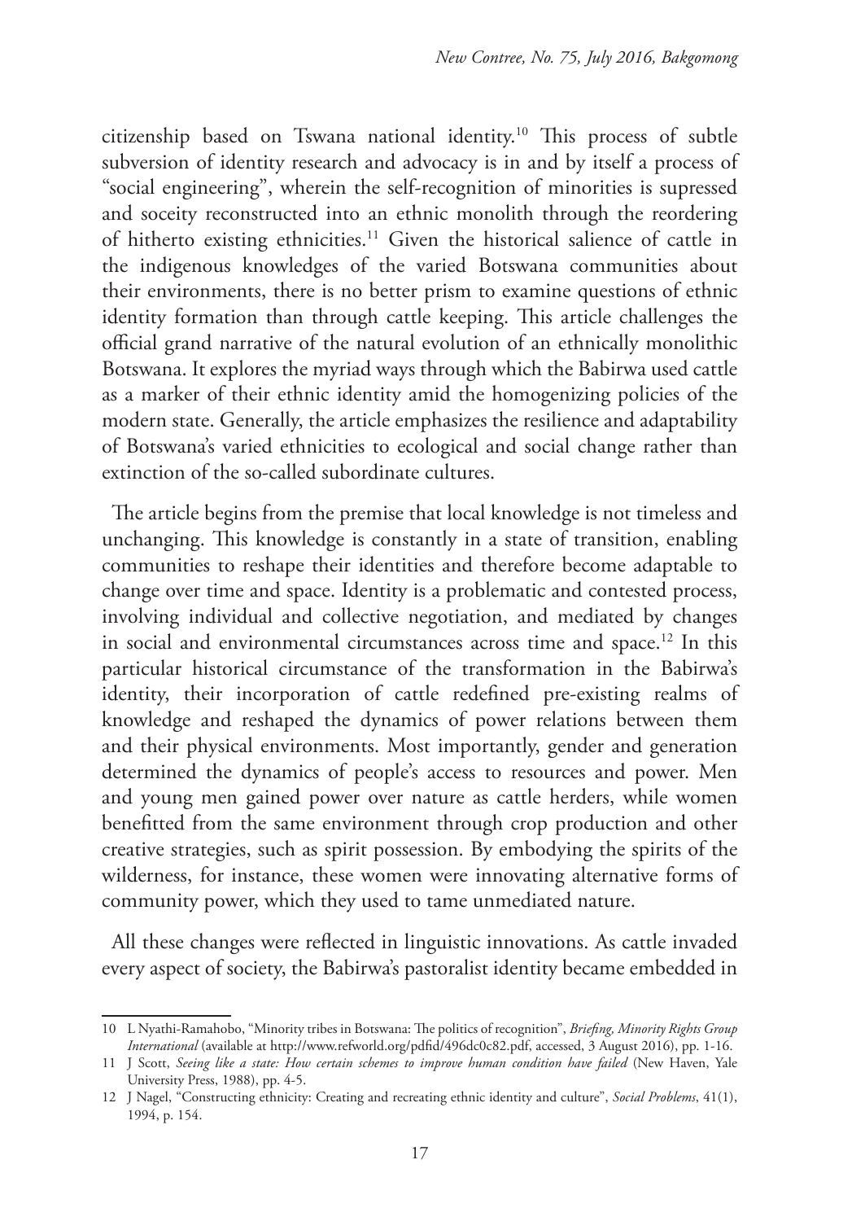citizenship based on Tswana national identity.[10] This process of subtle subversion of identity research and advocacy is in and by itself a process of "social engineering", wherein the self-recognition of minorities is supressed and soceity reconstructed into an ethnic monolith through the reordering of hitherto existing ethnicities.[11] Given the historical salience of cattle in the indigenous knowledges of the varied Botswana communities about their environments, there is no better prism to examine questions of ethnic identity formation than through cattle keeping. This article challenges the official grand narrative of the natural evolution of an ethnically monolithic Botswana. It explores the myriad ways through which the Babirwa used cattle as a marker of their ethnic identity amid the homogenizing policies of the modern state. Generally, the article emphasizes the resilience and adaptability of Botswana's varied ethnicities to ecological and social change rather than extinction of the so-called subordinate cultures.

The article begins from the premise that local knowledge is not timeless and unchanging. This knowledge is constantly in a state of transition, enabling communities to reshape their identities and therefore become adaptable to change over time and space. Identity is a problematic and contested process, involving individual and collective negotiation, and mediated by changes in social and environmental circumstances across time and space.[12] In this particular historical circumstance of the transformation in the Babirwa's identity, their incorporation of cattle redefined pre-existing realms of knowledge and reshaped the dynamics of power relations between them and their physical environments. Most importantly, gender and generation determined the dynamics of people's access to resources and power. Men and young men gained power over nature as cattle herders, while women benefitted from the same environment through crop production and other creative strategies, such as spirit possession. By embodying the spirits of the wilderness, for instance, these women were innovating alternative forms of community power, which they used to tame unmediated nature.

All these changes were reflected in linguistic innovations. As cattle invaded every aspect of society, the Babirwa's pastoralist identity became embedded in

10 L Nyathi-Ramahobo, "Minority tribes in Botswana: The politics of recognition", *Briefing, Minority Rights Group International* (available at http://www.refworld.org/pdfid/496dc0c82.pdf, accessed, 3 August 2016), pp. 1-16.

11 J Scott, *Seeing like a state: How certain schemes to improve human condition have failed* (New Haven, Yale University Press, 1988), pp. 4-5.

12 J Nagel, "Constructing ethnicity: Creating and recreating ethnic identity and culture", *Social Problems*, 41(1), 1994, p. 154.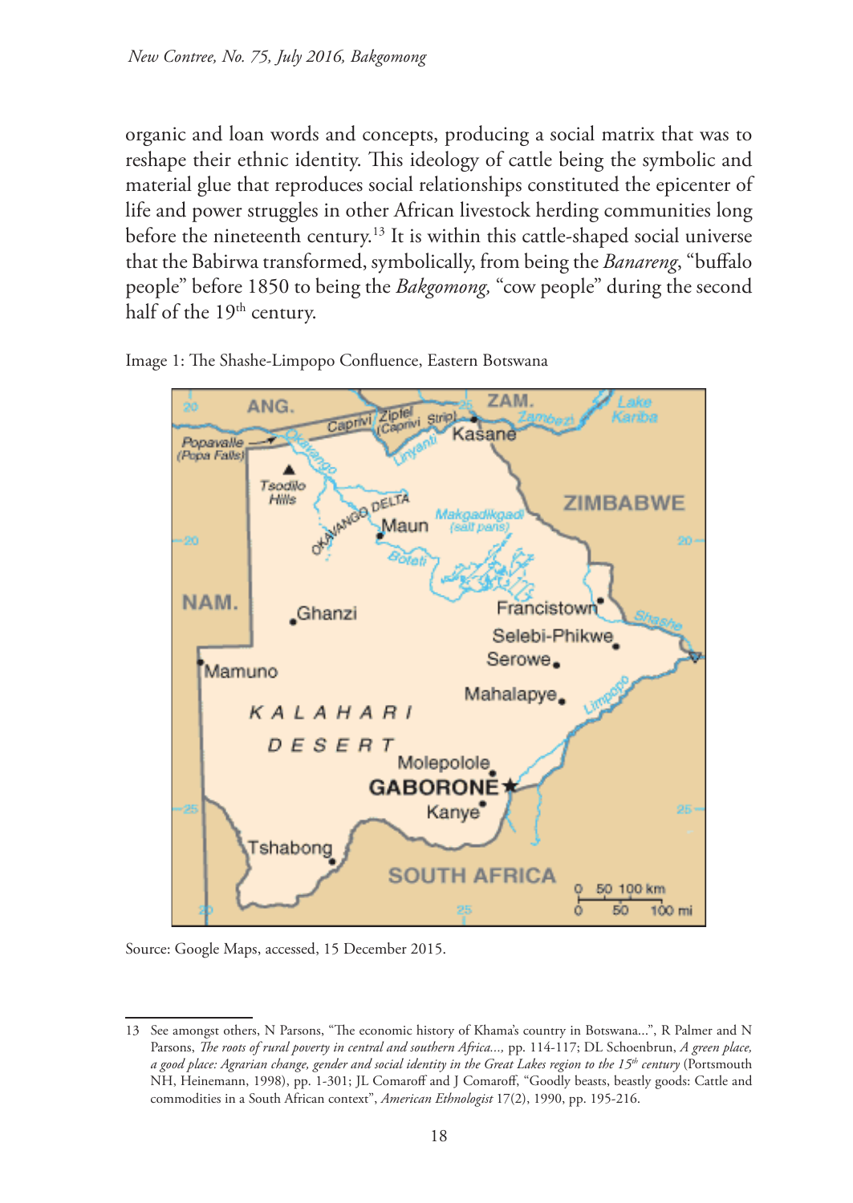organic and loan words and concepts, producing a social matrix that was to reshape their ethnic identity. This ideology of cattle being the symbolic and material glue that reproduces social relationships constituted the epicenter of life and power struggles in other African livestock herding communities long before the nineteenth century.[13] It is within this cattle-shaped social universe that the Babirwa transformed, symbolically, from being the *Banareng*, "buffalo people" before 1850 to being the *Bakgomong,* "cow people" during the second half of the 19th century.

Image 1: The Shashe-Limpopo Confluence, Eastern Botswana

Source: Google Maps, accessed, 15 December 2015.

---

13 See amongst others, N Parsons, "The economic history of Khama's country in Botswana...", R Palmer and N Parsons, *The roots of rural poverty in central and southern Africa...,* pp. 114-117; DL Schoenbrun, *A green place, a good place: Agrarian change, gender and social identity in the Great Lakes region to the 15th century* (Portsmouth NH, Heinemann, 1998), pp. 1-301; JL Comaroff and J Comaroff, "Goodly beasts, beastly goods: Cattle and commodities in a South African context", *American Ethnologist* 17(2), 1990, pp. 195-216.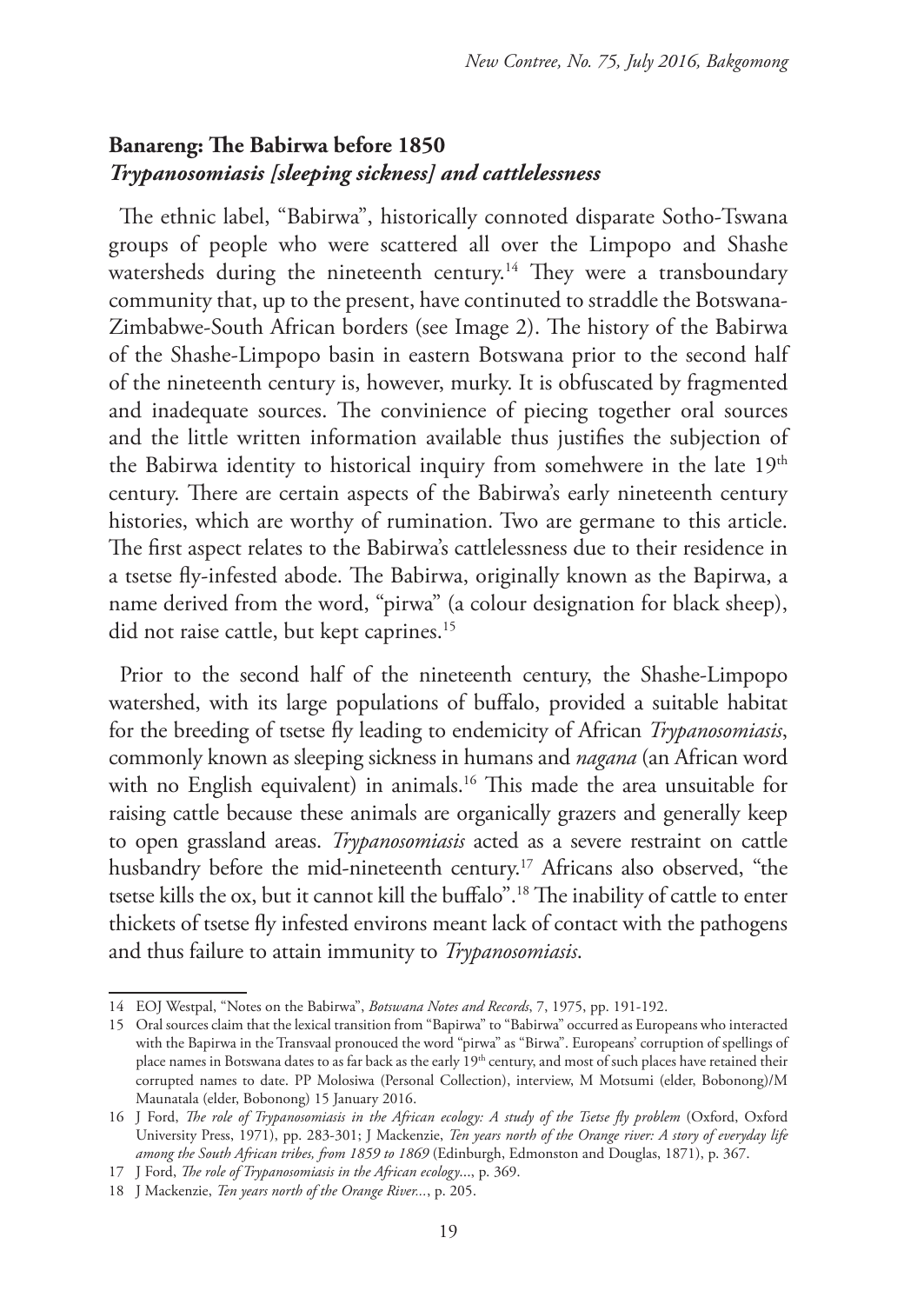## Banareng: The Babirwa before 1850

### *Trypanosomiasis [sleeping sickness] and cattlelessness*

The ethnic label, "Babirwa", historically connoted disparate Sotho-Tswana groups of people who were scattered all over the Limpopo and Shashe watersheds during the nineteenth century.[14] They were a transboundary community that, up to the present, have continuted to straddle the Botswana-Zimbabwe-South African borders (see Image 2). The history of the Babirwa of the Shashe-Limpopo basin in eastern Botswana prior to the second half of the nineteenth century is, however, murky. It is obfuscated by fragmented and inadequate sources. The convinience of piecing together oral sources and the little written information available thus justifies the subjection of the Babirwa identity to historical inquiry from somehwere in the late 19th century. There are certain aspects of the Babirwa's early nineteenth century histories, which are worthy of rumination. Two are germane to this article. The first aspect relates to the Babirwa's cattlelessness due to their residence in a tsetse fly-infested abode. The Babirwa, originally known as the Bapirwa, a name derived from the word, "pirwa" (a colour designation for black sheep), did not raise cattle, but kept caprines.[15]

Prior to the second half of the nineteenth century, the Shashe-Limpopo watershed, with its large populations of buffalo, provided a suitable habitat for the breeding of tsetse fly leading to endemicity of African *Trypanosomiasis*, commonly known as sleeping sickness in humans and *nagana* (an African word with no English equivalent) in animals.[16] This made the area unsuitable for raising cattle because these animals are organically grazers and generally keep to open grassland areas. *Trypanosomiasis* acted as a severe restraint on cattle husbandry before the mid-nineteenth century.[17] Africans also observed, "the tsetse kills the ox, but it cannot kill the buffalo".[18] The inability of cattle to enter thickets of tsetse fly infested environs meant lack of contact with the pathogens and thus failure to attain immunity to *Trypanosomiasis*.

---

14 EOJ Westpal, "Notes on the Babirwa", *Botswana Notes and Records*, 7, 1975, pp. 191-192.

15 Oral sources claim that the lexical transition from "Bapirwa" to "Babirwa" occurred as Europeans who interacted with the Bapirwa in the Transvaal pronouced the word "pirwa" as "Birwa". Europeans' corruption of spellings of place names in Botswana dates to as far back as the early 19th century, and most of such places have retained their corrupted names to date. PP Molosiwa (Personal Collection), interview, M Motsumi (elder, Bobonong)/M Maunatala (elder, Bobonong) 15 January 2016.

16 J Ford, *The role of Trypanosomiasis in the African ecology: A study of the Tsetse fly problem* (Oxford, Oxford University Press, 1971), pp. 283-301; J Mackenzie, *Ten years north of the Orange river: A story of everyday life among the South African tribes, from 1859 to 1869* (Edinburgh, Edmonston and Douglas, 1871), p. 367.

17 J Ford, *The role of Trypanosomiasis in the African ecology*..., p. 369.

18 J Mackenzie, *Ten years north of the Orange River...*, p. 205.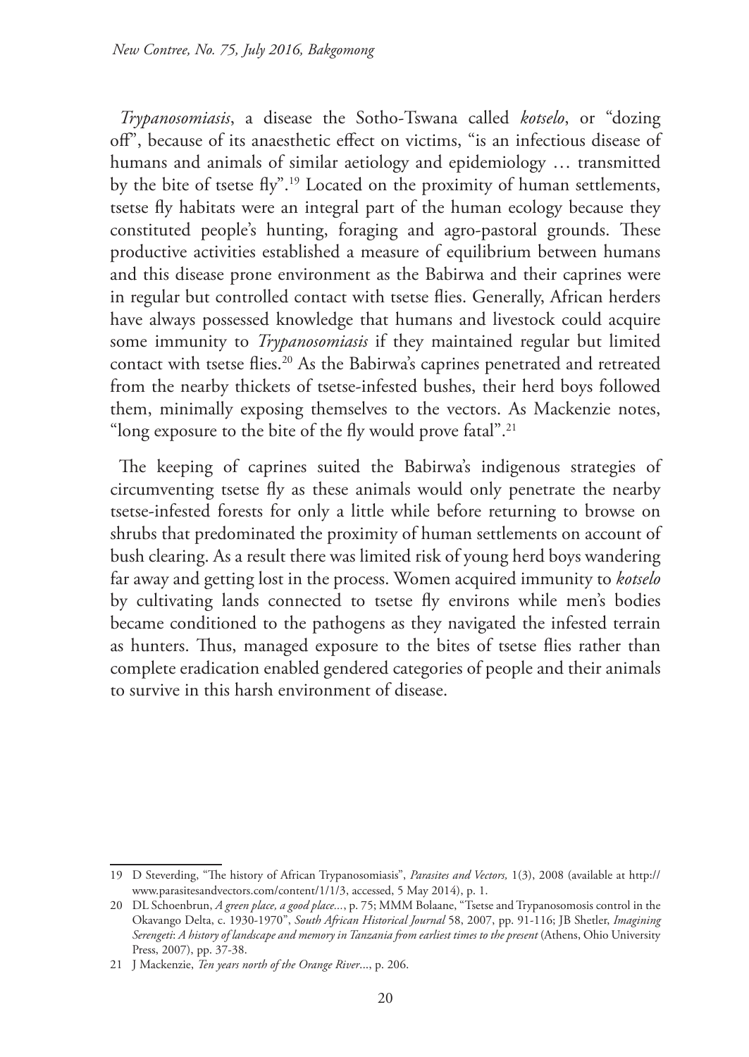*Trypanosomiasis*, a disease the Sotho-Tswana called *kotselo*, or "dozing off", because of its anaesthetic effect on victims, "is an infectious disease of humans and animals of similar aetiology and epidemiology … transmitted by the bite of tsetse fly".[19] Located on the proximity of human settlements, tsetse fly habitats were an integral part of the human ecology because they constituted people's hunting, foraging and agro-pastoral grounds. These productive activities established a measure of equilibrium between humans and this disease prone environment as the Babirwa and their caprines were in regular but controlled contact with tsetse flies. Generally, African herders have always possessed knowledge that humans and livestock could acquire some immunity to *Trypanosomiasis* if they maintained regular but limited contact with tsetse flies.[20] As the Babirwa's caprines penetrated and retreated from the nearby thickets of tsetse-infested bushes, their herd boys followed them, minimally exposing themselves to the vectors. As Mackenzie notes, "long exposure to the bite of the fly would prove fatal".[21]

The keeping of caprines suited the Babirwa's indigenous strategies of circumventing tsetse fly as these animals would only penetrate the nearby tsetse-infested forests for only a little while before returning to browse on shrubs that predominated the proximity of human settlements on account of bush clearing. As a result there was limited risk of young herd boys wandering far away and getting lost in the process. Women acquired immunity to *kotselo* by cultivating lands connected to tsetse fly environs while men's bodies became conditioned to the pathogens as they navigated the infested terrain as hunters. Thus, managed exposure to the bites of tsetse flies rather than complete eradication enabled gendered categories of people and their animals to survive in this harsh environment of disease.

---

19 D Steverding, "The history of African Trypanosomiasis", *Parasites and Vectors,* 1(3), 2008 (available at http://www.parasitesandvectors.com/content/1/1/3, accessed, 5 May 2014), p. 1.

20 DL Schoenbrun, *A green place, a good place...*, p. 75; MMM Bolaane, "Tsetse and Trypanosomosis control in the Okavango Delta, c. 1930-1970", *South African Historical Journal* 58, 2007, pp. 91-116; JB Shetler, *Imagining Serengeti*: *A history of landscape and memory in Tanzania from earliest times to the present* (Athens, Ohio University Press, 2007), pp. 37-38.

21 J Mackenzie, *Ten years north of the Orange River*..., p. 206.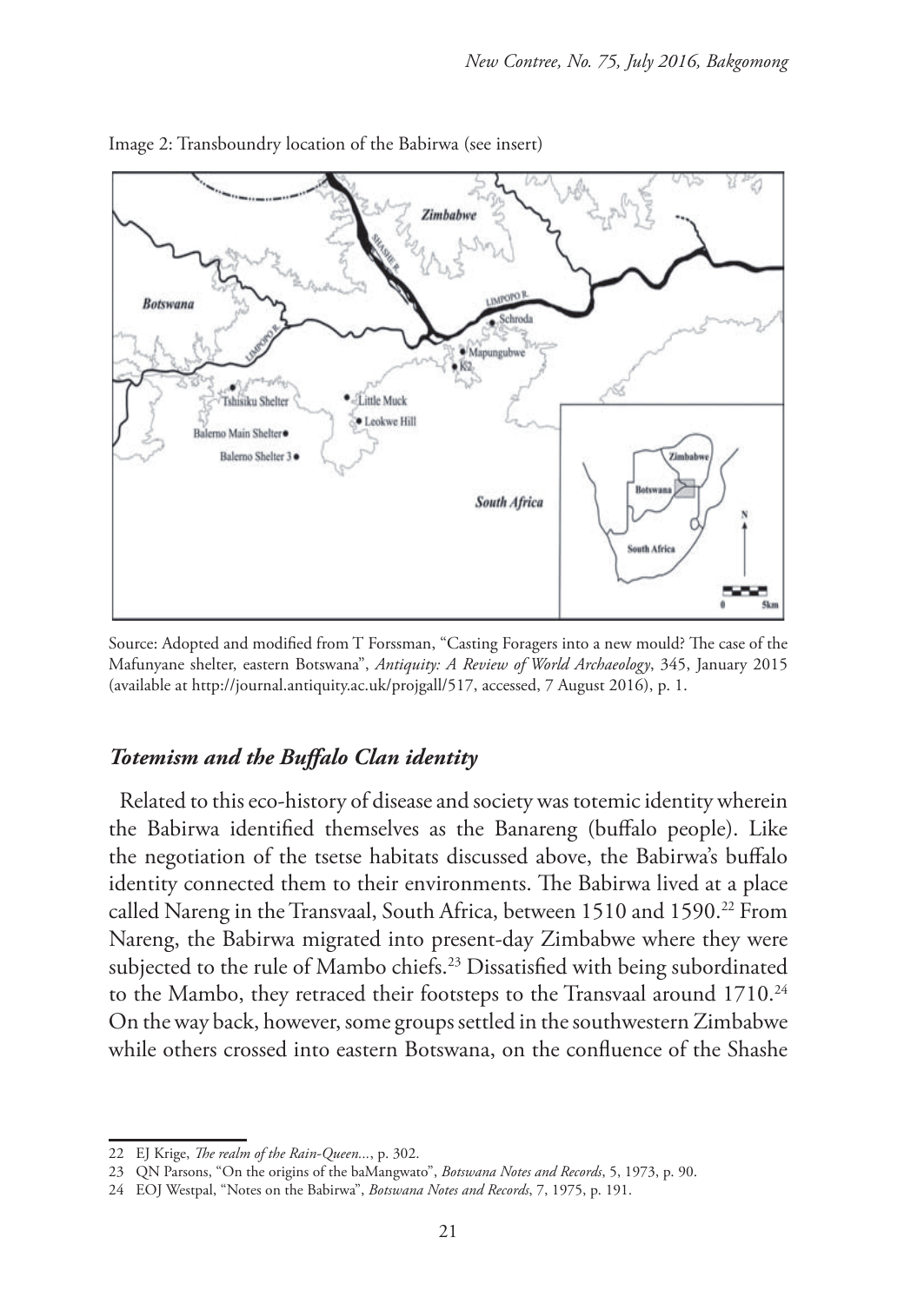Image 2: Transboundry location of the Babirwa (see insert)

Source: Adopted and modified from T Forssman, "Casting Foragers into a new mould? The case of the Mafunyane shelter, eastern Botswana", *Antiquity: A Review of World Archaeology*, 345, January 2015 (available at http://journal.antiquity.ac.uk/projgall/517, accessed, 7 August 2016), p. 1.

### *Totemism and the Buffalo Clan identity*

Related to this eco-history of disease and society was totemic identity wherein the Babirwa identified themselves as the Banareng (buffalo people). Like the negotiation of the tsetse habitats discussed above, the Babirwa's buffalo identity connected them to their environments. The Babirwa lived at a place called Nareng in the Transvaal, South Africa, between 1510 and 1590.[22] From Nareng, the Babirwa migrated into present-day Zimbabwe where they were subjected to the rule of Mambo chiefs.[23] Dissatisfied with being subordinated to the Mambo, they retraced their footsteps to the Transvaal around 1710.[24] On the way back, however, some groups settled in the southwestern Zimbabwe while others crossed into eastern Botswana, on the confluence of the Shashe

22 EJ Krige, *The realm of the Rain-Queen...*, p. 302.

23 QN Parsons, "On the origins of the baMangwato", *Botswana Notes and Records*, 5, 1973, p. 90.

24 EOJ Westpal, "Notes on the Babirwa", *Botswana Notes and Records*, 7, 1975, p. 191.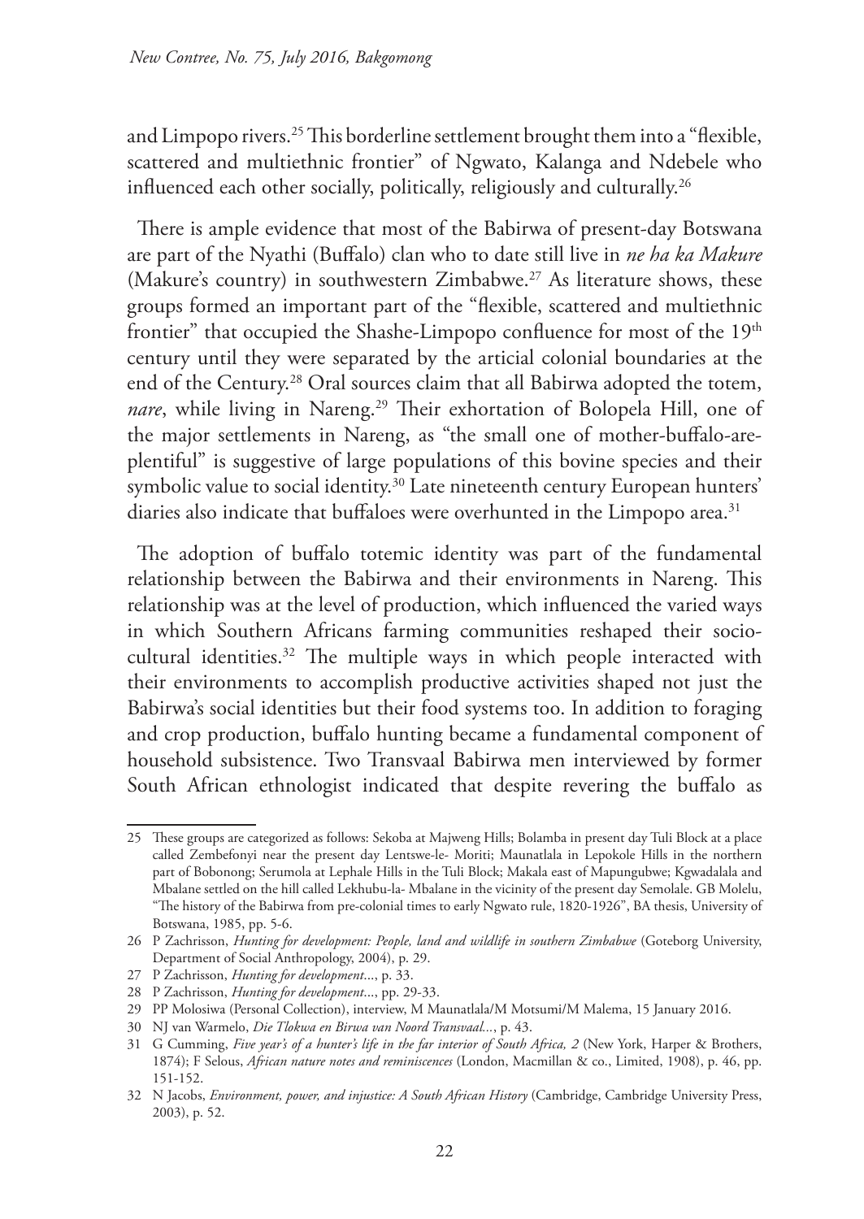and Limpopo rivers.[25] This borderline settlement brought them into a "flexible, scattered and multiethnic frontier" of Ngwato, Kalanga and Ndebele who influenced each other socially, politically, religiously and culturally.[26]

There is ample evidence that most of the Babirwa of present-day Botswana are part of the Nyathi (Buffalo) clan who to date still live in *ne ha ka Makure* (Makure's country) in southwestern Zimbabwe.[27] As literature shows, these groups formed an important part of the "flexible, scattered and multiethnic frontier" that occupied the Shashe-Limpopo confluence for most of the 19th century until they were separated by the articial colonial boundaries at the end of the Century.[28] Oral sources claim that all Babirwa adopted the totem, *nare*, while living in Nareng.[29] Their exhortation of Bolopela Hill, one of the major settlements in Nareng, as "the small one of mother-buffalo-are-plentiful" is suggestive of large populations of this bovine species and their symbolic value to social identity.[30] Late nineteenth century European hunters' diaries also indicate that buffaloes were overhunted in the Limpopo area.[31]

The adoption of buffalo totemic identity was part of the fundamental relationship between the Babirwa and their environments in Nareng. This relationship was at the level of production, which influenced the varied ways in which Southern Africans farming communities reshaped their socio-cultural identities.[32] The multiple ways in which people interacted with their environments to accomplish productive activities shaped not just the Babirwa's social identities but their food systems too. In addition to foraging and crop production, buffalo hunting became a fundamental component of household subsistence. Two Transvaal Babirwa men interviewed by former South African ethnologist indicated that despite revering the buffalo as

---

25 These groups are categorized as follows: Sekoba at Majweng Hills; Bolamba in present day Tuli Block at a place called Zembefonyi near the present day Lentswe-le- Moriti; Maunatlala in Lepokole Hills in the northern part of Bobonong; Serumola at Lephale Hills in the Tuli Block; Makala east of Mapungubwe; Kgwadalala and Mbalane settled on the hill called Lekhubu-la- Mbalane in the vicinity of the present day Semolale. GB Molelu, "The history of the Babirwa from pre-colonial times to early Ngwato rule, 1820-1926", BA thesis, University of Botswana, 1985, pp. 5-6.

26 P Zachrisson, *Hunting for development: People, land and wildlife in southern Zimbabwe* (Goteborg University, Department of Social Anthropology, 2004), p. 29.

27 P Zachrisson, *Hunting for development*..., p. 33.

28 P Zachrisson, *Hunting for development*..., pp. 29-33.

29 PP Molosiwa (Personal Collection), interview, M Maunatlala/M Motsumi/M Malema, 15 January 2016.

30 NJ van Warmelo, *Die Tlokwa en Birwa van Noord Transvaal*..., p. 43.

31 G Cumming, *Five year's of a hunter's life in the far interior of South Africa, 2* (New York, Harper & Brothers, 1874); F Selous, *African nature notes and reminiscences* (London, Macmillan & co., Limited, 1908), p. 46, pp. 151-152.

32 N Jacobs, *Environment, power, and injustice: A South African History* (Cambridge, Cambridge University Press, 2003), p. 52.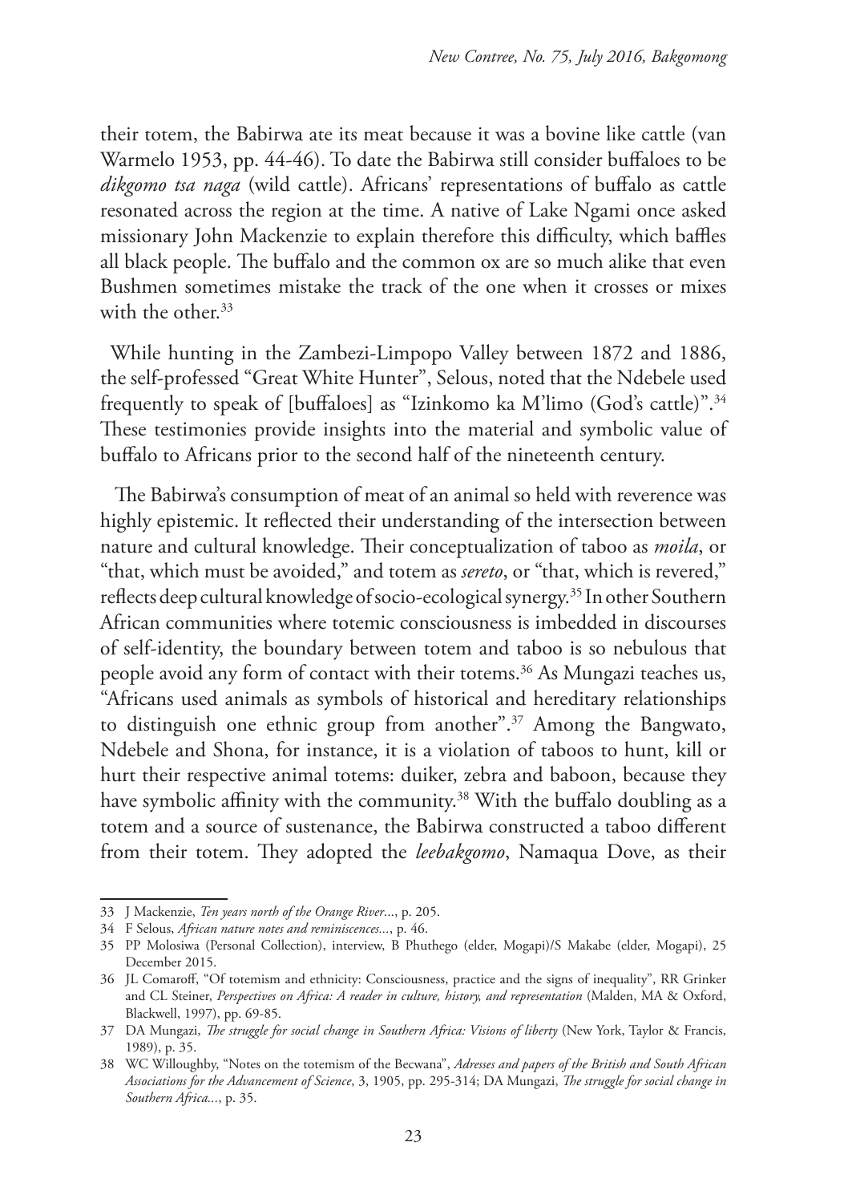their totem, the Babirwa ate its meat because it was a bovine like cattle (van Warmelo 1953, pp. 44-46). To date the Babirwa still consider buffaloes to be *dikgomo tsa naga* (wild cattle). Africans' representations of buffalo as cattle resonated across the region at the time. A native of Lake Ngami once asked missionary John Mackenzie to explain therefore this difficulty, which baffles all black people. The buffalo and the common ox are so much alike that even Bushmen sometimes mistake the track of the one when it crosses or mixes with the other.[33]

While hunting in the Zambezi-Limpopo Valley between 1872 and 1886, the self-professed "Great White Hunter", Selous, noted that the Ndebele used frequently to speak of [buffaloes] as "Izinkomo ka M'limo (God's cattle)".[34] These testimonies provide insights into the material and symbolic value of buffalo to Africans prior to the second half of the nineteenth century.

The Babirwa's consumption of meat of an animal so held with reverence was highly epistemic. It reflected their understanding of the intersection between nature and cultural knowledge. Their conceptualization of taboo as *moila*, or "that, which must be avoided," and totem as *sereto*, or "that, which is revered," reflects deep cultural knowledge of socio-ecological synergy.[35] In other Southern African communities where totemic consciousness is imbedded in discourses of self-identity, the boundary between totem and taboo is so nebulous that people avoid any form of contact with their totems.[36] As Mungazi teaches us, "Africans used animals as symbols of historical and hereditary relationships to distinguish one ethnic group from another".[37] Among the Bangwato, Ndebele and Shona, for instance, it is a violation of taboos to hunt, kill or hurt their respective animal totems: duiker, zebra and baboon, because they have symbolic affinity with the community.[38] With the buffalo doubling as a totem and a source of sustenance, the Babirwa constructed a taboo different from their totem. They adopted the *leebakgomo*, Namaqua Dove, as their

---

33 J Mackenzie, *Ten years north of the Orange River*..., p. 205.

34 F Selous, *African nature notes and reminiscences*..., p. 46.

35 PP Molosiwa (Personal Collection), interview, B Phuthego (elder, Mogapi)/S Makabe (elder, Mogapi), 25 December 2015.

36 JL Comaroff, "Of totemism and ethnicity: Consciousness, practice and the signs of inequality", RR Grinker and CL Steiner, *Perspectives on Africa: A reader in culture, history, and representation* (Malden, MA & Oxford, Blackwell, 1997), pp. 69-85.

37 DA Mungazi, *The struggle for social change in Southern Africa: Visions of liberty* (New York, Taylor & Francis, 1989), p. 35.

38 WC Willoughby, "Notes on the totemism of the Becwana", *Adresses and papers of the British and South African Associations for the Advancement of Science*, 3, 1905, pp. 295-314; DA Mungazi, *The struggle for social change in Southern Africa*..., p. 35.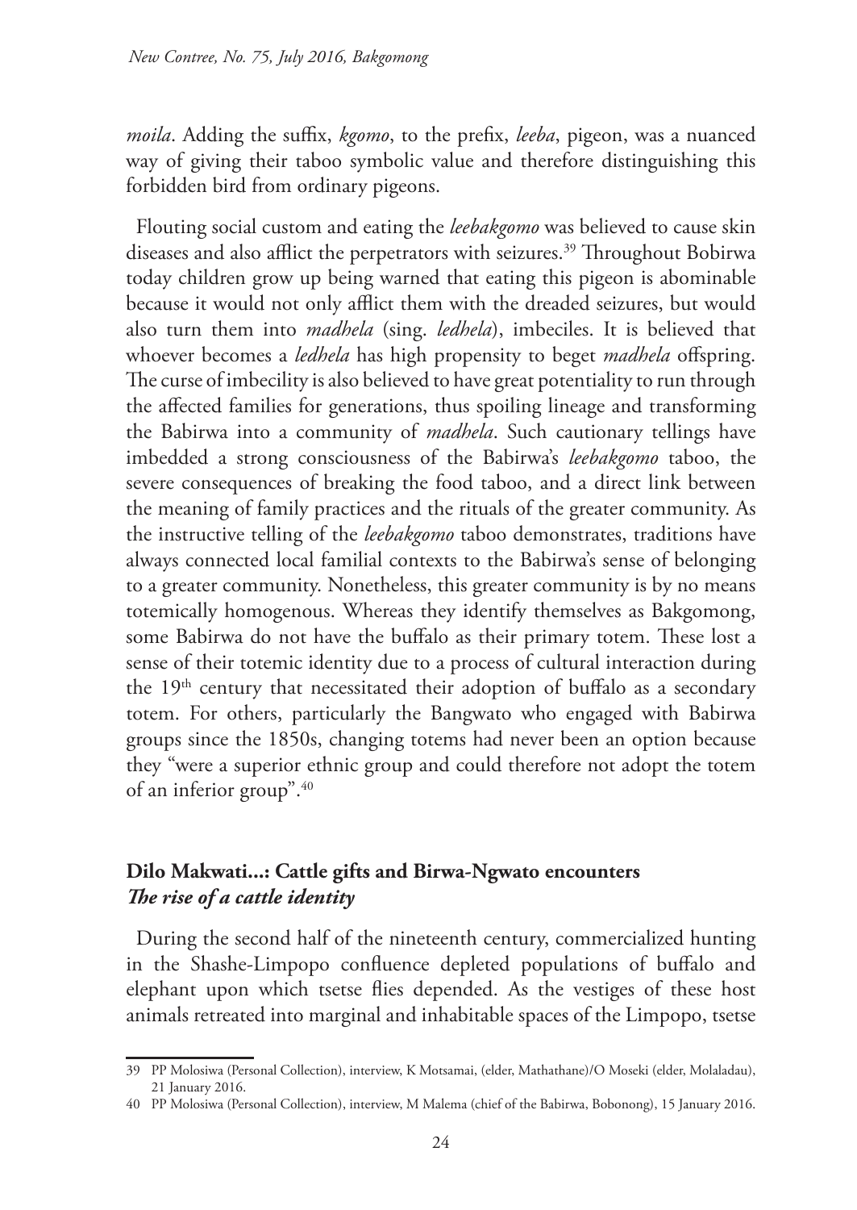*moila*. Adding the suffix, *kgomo*, to the prefix, *leeba*, pigeon, was a nuanced way of giving their taboo symbolic value and therefore distinguishing this forbidden bird from ordinary pigeons.

Flouting social custom and eating the *leebakgomo* was believed to cause skin diseases and also afflict the perpetrators with seizures.[39] Throughout Bobirwa today children grow up being warned that eating this pigeon is abominable because it would not only afflict them with the dreaded seizures, but would also turn them into *madhela* (sing. *ledhela*), imbeciles. It is believed that whoever becomes a *ledhela* has high propensity to beget *madhela* offspring. The curse of imbecility is also believed to have great potentiality to run through the affected families for generations, thus spoiling lineage and transforming the Babirwa into a community of *madhela*. Such cautionary tellings have imbedded a strong consciousness of the Babirwa's *leebakgomo* taboo, the severe consequences of breaking the food taboo, and a direct link between the meaning of family practices and the rituals of the greater community. As the instructive telling of the *leebakgomo* taboo demonstrates, traditions have always connected local familial contexts to the Babirwa's sense of belonging to a greater community. Nonetheless, this greater community is by no means totemically homogenous. Whereas they identify themselves as Bakgomong, some Babirwa do not have the buffalo as their primary totem. These lost a sense of their totemic identity due to a process of cultural interaction during the 19th century that necessitated their adoption of buffalo as a secondary totem. For others, particularly the Bangwato who engaged with Babirwa groups since the 1850s, changing totems had never been an option because they "were a superior ethnic group and could therefore not adopt the totem of an inferior group".[40]

## Dilo Makwati...: Cattle gifts and Birwa-Ngwato encounters
### *The rise of a cattle identity*

During the second half of the nineteenth century, commercialized hunting in the Shashe-Limpopo confluence depleted populations of buffalo and elephant upon which tsetse flies depended. As the vestiges of these host animals retreated into marginal and inhabitable spaces of the Limpopo, tsetse

39 PP Molosiwa (Personal Collection), interview, K Motsamai, (elder, Mathathane)/O Moseki (elder, Molaladau), 21 January 2016.

40 PP Molosiwa (Personal Collection), interview, M Malema (chief of the Babirwa, Bobonong), 15 January 2016.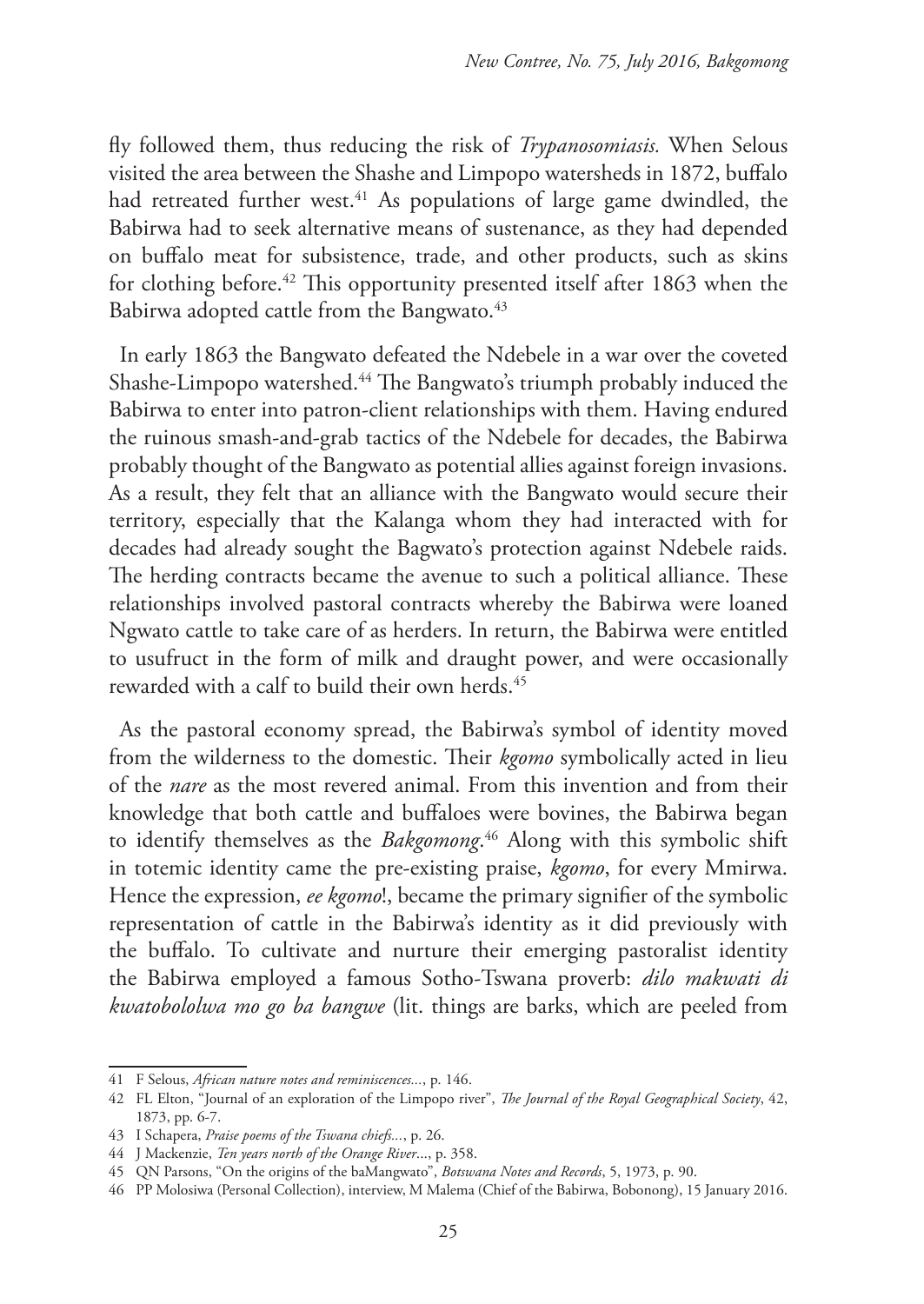fly followed them, thus reducing the risk of *Trypanosomiasis.* When Selous visited the area between the Shashe and Limpopo watersheds in 1872, buffalo had retreated further west.[41] As populations of large game dwindled, the Babirwa had to seek alternative means of sustenance, as they had depended on buffalo meat for subsistence, trade, and other products, such as skins for clothing before.[42] This opportunity presented itself after 1863 when the Babirwa adopted cattle from the Bangwato.[43]

In early 1863 the Bangwato defeated the Ndebele in a war over the coveted Shashe-Limpopo watershed.[44] The Bangwato's triumph probably induced the Babirwa to enter into patron-client relationships with them. Having endured the ruinous smash-and-grab tactics of the Ndebele for decades, the Babirwa probably thought of the Bangwato as potential allies against foreign invasions. As a result, they felt that an alliance with the Bangwato would secure their territory, especially that the Kalanga whom they had interacted with for decades had already sought the Bagwato's protection against Ndebele raids. The herding contracts became the avenue to such a political alliance. These relationships involved pastoral contracts whereby the Babirwa were loaned Ngwato cattle to take care of as herders. In return, the Babirwa were entitled to usufruct in the form of milk and draught power, and were occasionally rewarded with a calf to build their own herds.[45]

As the pastoral economy spread, the Babirwa's symbol of identity moved from the wilderness to the domestic. Their *kgomo* symbolically acted in lieu of the *nare* as the most revered animal. From this invention and from their knowledge that both cattle and buffaloes were bovines, the Babirwa began to identify themselves as the *Bakgomong*.[46] Along with this symbolic shift in totemic identity came the pre-existing praise, *kgomo*, for every Mmirwa. Hence the expression, *ee kgomo*!, became the primary signifier of the symbolic representation of cattle in the Babirwa's identity as it did previously with the buffalo. To cultivate and nurture their emerging pastoralist identity the Babirwa employed a famous Sotho-Tswana proverb: *dilo makwati di kwatobololwa mo go ba bangwe* (lit. things are barks, which are peeled from

---

41 F Selous, *African nature notes and reminiscences*..., p. 146.

42 FL Elton, "Journal of an exploration of the Limpopo river", *The Journal of the Royal Geographical Society*, 42, 1873, pp. 6-7.

43 I Schapera, *Praise poems of the Tswana chiefs*..., p. 26.

44 J Mackenzie, *Ten years north of the Orange River*..., p. 358.

45 QN Parsons, "On the origins of the baMangwato", *Botswana Notes and Records*, 5, 1973, p. 90.

46 PP Molosiwa (Personal Collection), interview, M Malema (Chief of the Babirwa, Bobonong), 15 January 2016.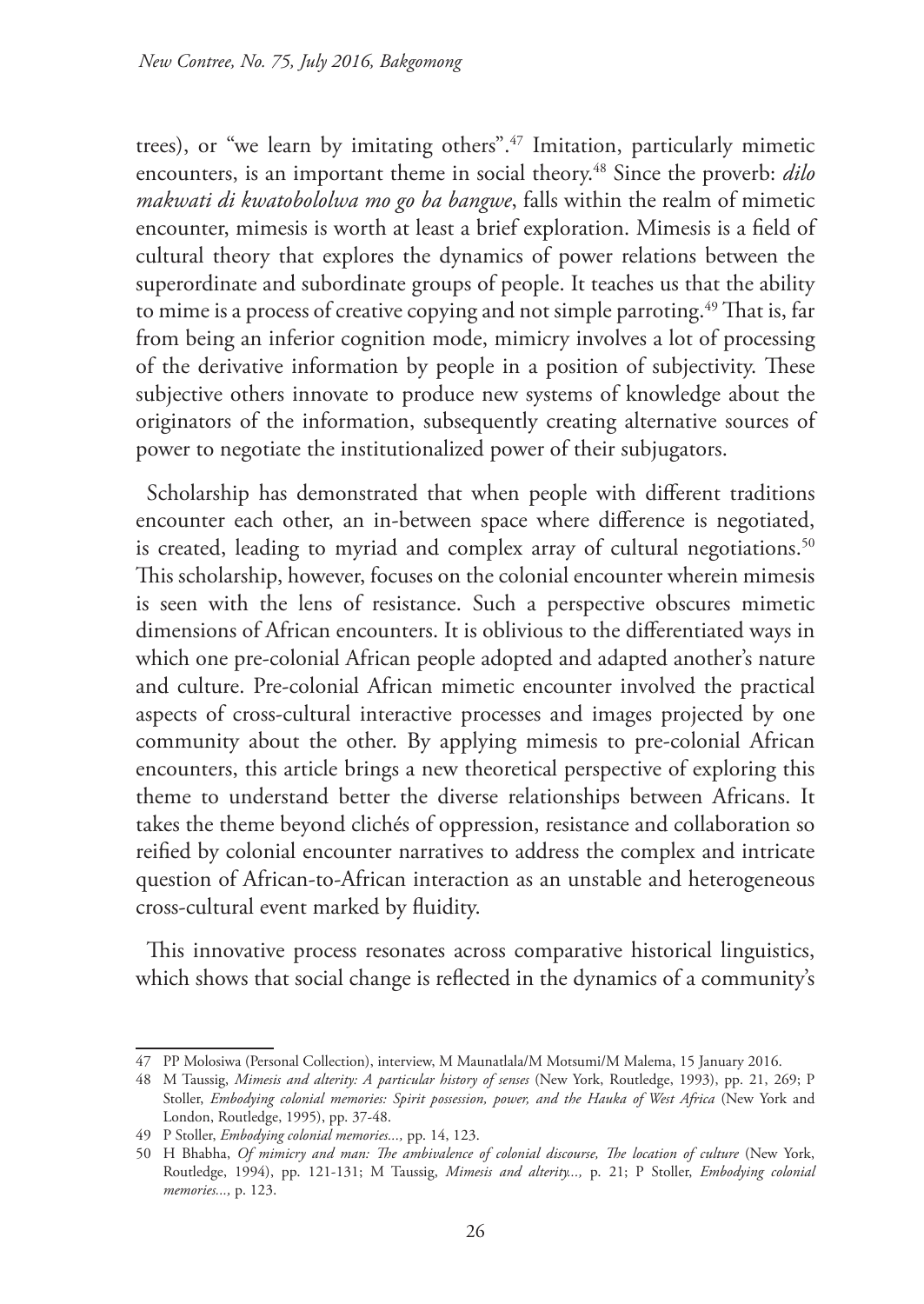trees), or "we learn by imitating others".[47] Imitation, particularly mimetic encounters, is an important theme in social theory.[48] Since the proverb: *dilo makwati di kwatobololwa mo go ba bangwe*, falls within the realm of mimetic encounter, mimesis is worth at least a brief exploration. Mimesis is a field of cultural theory that explores the dynamics of power relations between the superordinate and subordinate groups of people. It teaches us that the ability to mime is a process of creative copying and not simple parroting.[49] That is, far from being an inferior cognition mode, mimicry involves a lot of processing of the derivative information by people in a position of subjectivity. These subjective others innovate to produce new systems of knowledge about the originators of the information, subsequently creating alternative sources of power to negotiate the institutionalized power of their subjugators.

Scholarship has demonstrated that when people with different traditions encounter each other, an in-between space where difference is negotiated, is created, leading to myriad and complex array of cultural negotiations.[50] This scholarship, however, focuses on the colonial encounter wherein mimesis is seen with the lens of resistance. Such a perspective obscures mimetic dimensions of African encounters. It is oblivious to the differentiated ways in which one pre-colonial African people adopted and adapted another's nature and culture. Pre-colonial African mimetic encounter involved the practical aspects of cross-cultural interactive processes and images projected by one community about the other. By applying mimesis to pre-colonial African encounters, this article brings a new theoretical perspective of exploring this theme to understand better the diverse relationships between Africans. It takes the theme beyond clichés of oppression, resistance and collaboration so reified by colonial encounter narratives to address the complex and intricate question of African-to-African interaction as an unstable and heterogeneous cross-cultural event marked by fluidity.

This innovative process resonates across comparative historical linguistics, which shows that social change is reflected in the dynamics of a community's

---

47 PP Molosiwa (Personal Collection), interview, M Maunatlala/M Motsumi/M Malema, 15 January 2016.

48 M Taussig, *Mimesis and alterity: A particular history of senses* (New York, Routledge, 1993), pp. 21, 269; P Stoller, *Embodying colonial memories: Spirit possession, power, and the Hauka of West Africa* (New York and London, Routledge, 1995), pp. 37-48.

49 P Stoller, *Embodying colonial memories...,* pp. 14, 123.

50 H Bhabha, *Of mimicry and man: The ambivalence of colonial discourse, The location of culture* (New York, Routledge, 1994), pp. 121-131; M Taussig, *Mimesis and alterity...,* p. 21; P Stoller, *Embodying colonial memories...,* p. 123.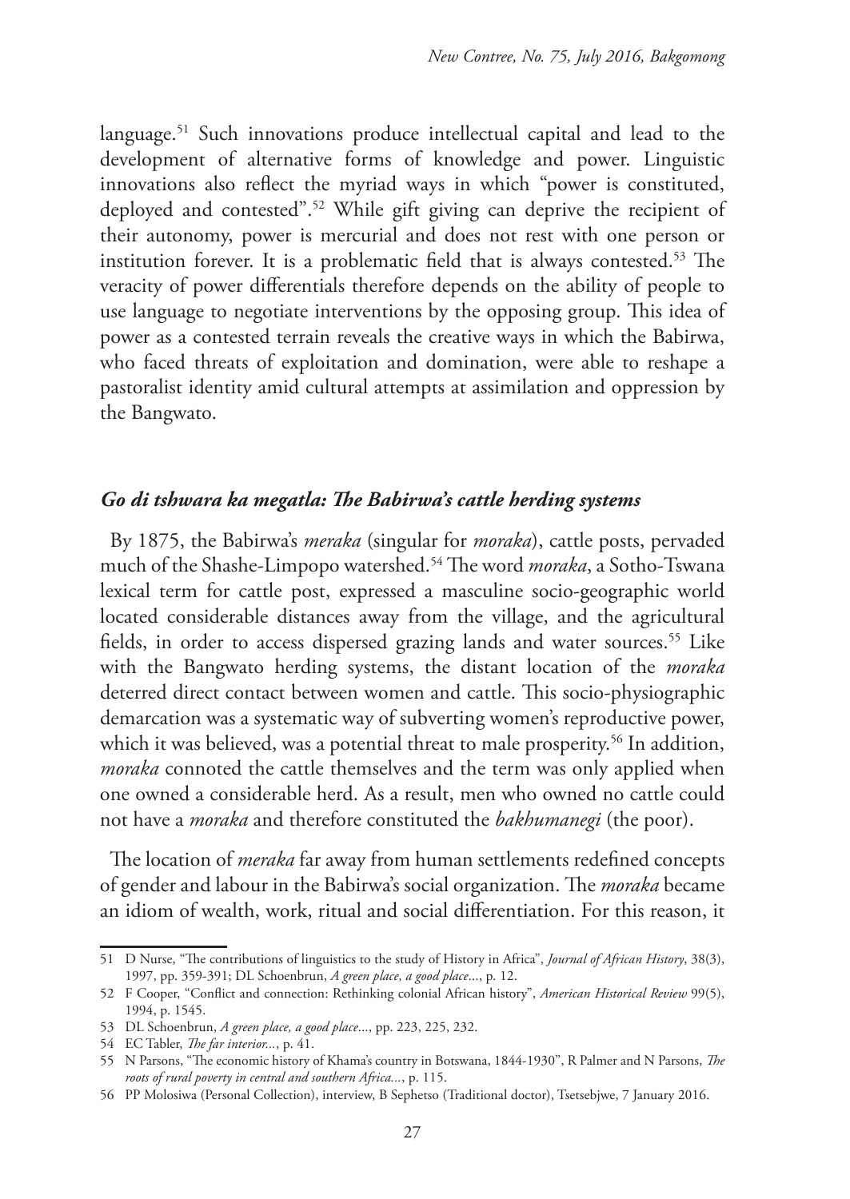language.[51] Such innovations produce intellectual capital and lead to the development of alternative forms of knowledge and power. Linguistic innovations also reflect the myriad ways in which "power is constituted, deployed and contested".[52] While gift giving can deprive the recipient of their autonomy, power is mercurial and does not rest with one person or institution forever. It is a problematic field that is always contested.[53] The veracity of power differentials therefore depends on the ability of people to use language to negotiate interventions by the opposing group. This idea of power as a contested terrain reveals the creative ways in which the Babirwa, who faced threats of exploitation and domination, were able to reshape a pastoralist identity amid cultural attempts at assimilation and oppression by the Bangwato.

## *Go di tshwara ka megatla: The Babirwa's cattle herding systems*

By 1875, the Babirwa's *meraka* (singular for *moraka*), cattle posts, pervaded much of the Shashe-Limpopo watershed.[54] The word *moraka*, a Sotho-Tswana lexical term for cattle post, expressed a masculine socio-geographic world located considerable distances away from the village, and the agricultural fields, in order to access dispersed grazing lands and water sources.[55] Like with the Bangwato herding systems, the distant location of the *moraka* deterred direct contact between women and cattle. This socio-physiographic demarcation was a systematic way of subverting women's reproductive power, which it was believed, was a potential threat to male prosperity.[56] In addition, *moraka* connoted the cattle themselves and the term was only applied when one owned a considerable herd. As a result, men who owned no cattle could not have a *moraka* and therefore constituted the *bakhumanegi* (the poor).

The location of *meraka* far away from human settlements redefined concepts of gender and labour in the Babirwa's social organization. The *moraka* became an idiom of wealth, work, ritual and social differentiation. For this reason, it

---

51 D Nurse, "The contributions of linguistics to the study of History in Africa", *Journal of African History*, 38(3), 1997, pp. 359-391; DL Schoenbrun, *A green place, a good place*..., p. 12.

52 F Cooper, "Conflict and connection: Rethinking colonial African history", *American Historical Review* 99(5), 1994, p. 1545.

53 DL Schoenbrun, *A green place, a good place*..., pp. 223, 225, 232.

54 EC Tabler, *The far interior*..., p. 41.

55 N Parsons, "The economic history of Khama's country in Botswana, 1844-1930", R Palmer and N Parsons, *The roots of rural poverty in central and southern Africa*..., p. 115.

56 PP Molosiwa (Personal Collection), interview, B Sephetso (Traditional doctor), Tsetsebjwe, 7 January 2016.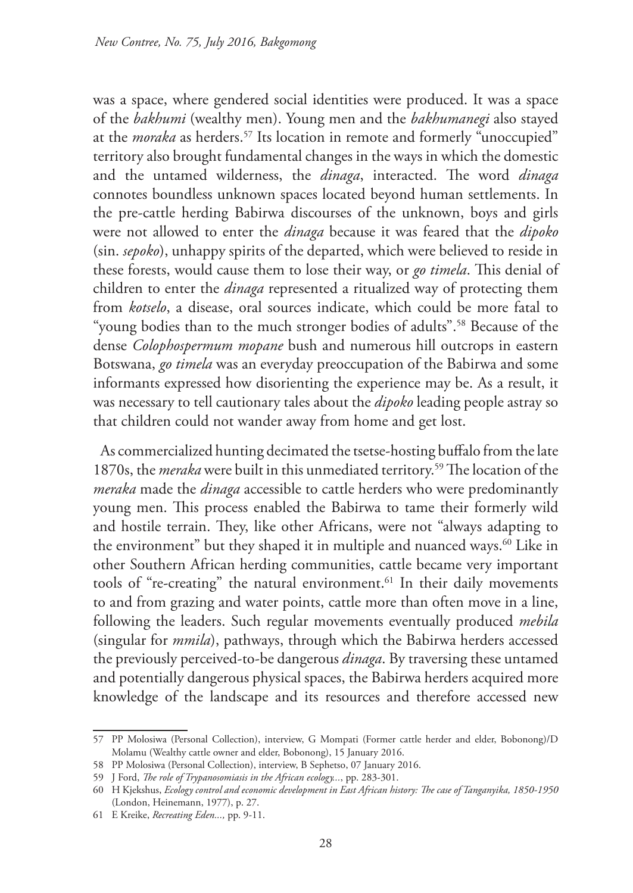was a space, where gendered social identities were produced. It was a space of the *bakhumi* (wealthy men). Young men and the *bakhumanegi* also stayed at the *moraka* as herders.[57] Its location in remote and formerly "unoccupied" territory also brought fundamental changes in the ways in which the domestic and the untamed wilderness, the *dinaga*, interacted. The word *dinaga* connotes boundless unknown spaces located beyond human settlements. In the pre-cattle herding Babirwa discourses of the unknown, boys and girls were not allowed to enter the *dinaga* because it was feared that the *dipoko* (sin. *sepoko*), unhappy spirits of the departed, which were believed to reside in these forests, would cause them to lose their way, or *go timela*. This denial of children to enter the *dinaga* represented a ritualized way of protecting them from *kotselo*, a disease, oral sources indicate, which could be more fatal to "young bodies than to the much stronger bodies of adults".[58] Because of the dense *Colophospermum mopane* bush and numerous hill outcrops in eastern Botswana, *go timela* was an everyday preoccupation of the Babirwa and some informants expressed how disorienting the experience may be. As a result, it was necessary to tell cautionary tales about the *dipoko* leading people astray so that children could not wander away from home and get lost.

As commercialized hunting decimated the tsetse-hosting buffalo from the late 1870s, the *meraka* were built in this unmediated territory.[59] The location of the *meraka* made the *dinaga* accessible to cattle herders who were predominantly young men. This process enabled the Babirwa to tame their formerly wild and hostile terrain. They, like other Africans, were not "always adapting to the environment" but they shaped it in multiple and nuanced ways.[60] Like in other Southern African herding communities, cattle became very important tools of "re-creating" the natural environment.[61] In their daily movements to and from grazing and water points, cattle more than often move in a line, following the leaders. Such regular movements eventually produced *mebila* (singular for *mmila*), pathways, through which the Babirwa herders accessed the previously perceived-to-be dangerous *dinaga*. By traversing these untamed and potentially dangerous physical spaces, the Babirwa herders acquired more knowledge of the landscape and its resources and therefore accessed new

57 PP Molosiwa (Personal Collection), interview, G Mompati (Former cattle herder and elder, Bobonong)/D Molamu (Wealthy cattle owner and elder, Bobonong), 15 January 2016.

58 PP Molosiwa (Personal Collection), interview, B Sephetso, 07 January 2016.

59 J Ford, *The role of Trypanosomiasis in the African ecology...*, pp. 283-301.

60 H Kjekshus, *Ecology control and economic development in East African history: The case of Tanganyika, 1850-1950* (London, Heinemann, 1977), p. 27.

61 E Kreike, *Recreating Eden...,* pp. 9-11.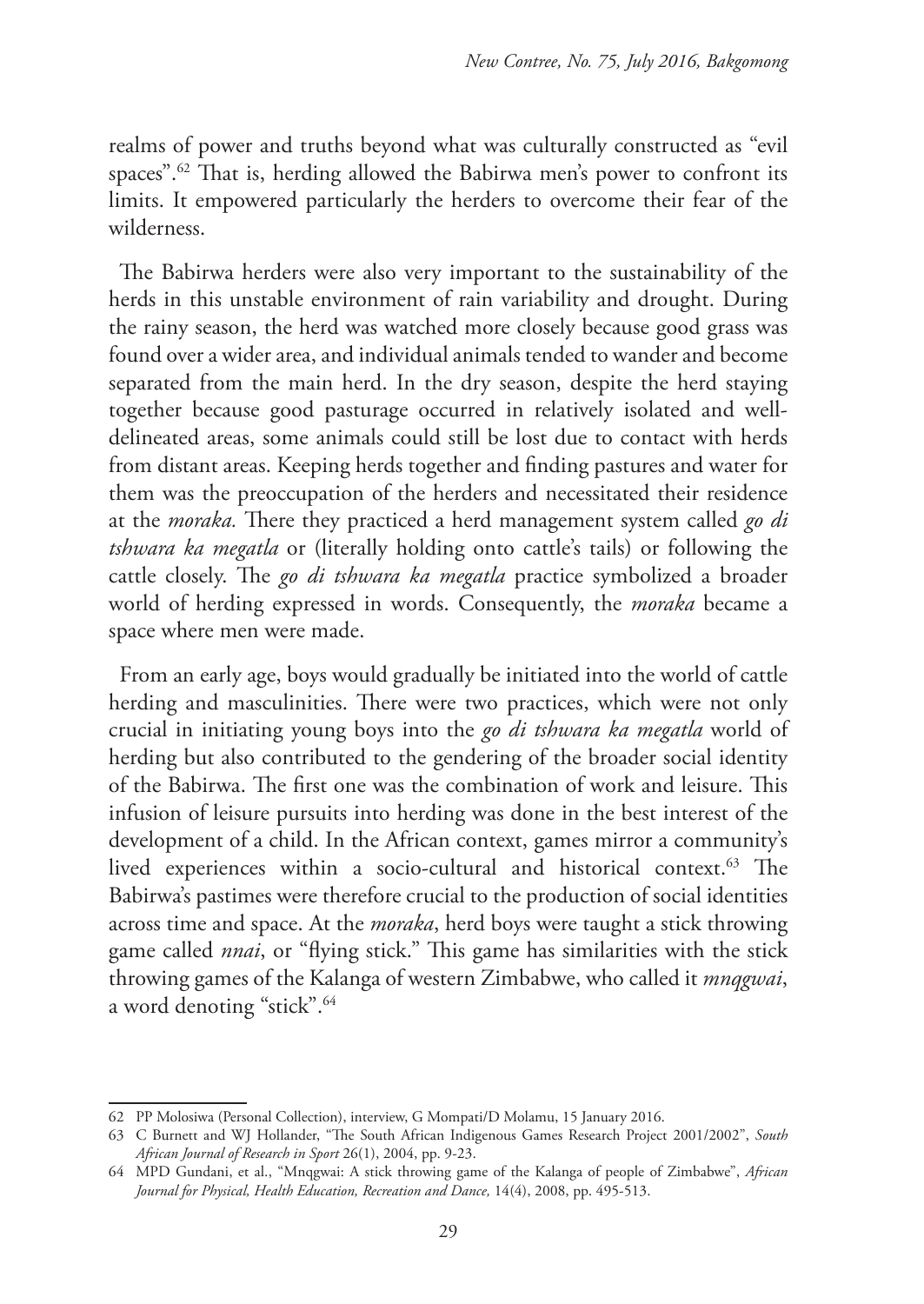realms of power and truths beyond what was culturally constructed as "evil spaces".[62] That is, herding allowed the Babirwa men's power to confront its limits. It empowered particularly the herders to overcome their fear of the wilderness.

The Babirwa herders were also very important to the sustainability of the herds in this unstable environment of rain variability and drought. During the rainy season, the herd was watched more closely because good grass was found over a wider area, and individual animals tended to wander and become separated from the main herd. In the dry season, despite the herd staying together because good pasturage occurred in relatively isolated and well-delineated areas, some animals could still be lost due to contact with herds from distant areas. Keeping herds together and finding pastures and water for them was the preoccupation of the herders and necessitated their residence at the *moraka.* There they practiced a herd management system called *go di tshwara ka megatla* or (literally holding onto cattle's tails) or following the cattle closely. The *go di tshwara ka megatla* practice symbolized a broader world of herding expressed in words. Consequently, the *moraka* became a space where men were made.

From an early age, boys would gradually be initiated into the world of cattle herding and masculinities. There were two practices, which were not only crucial in initiating young boys into the *go di tshwara ka megatla* world of herding but also contributed to the gendering of the broader social identity of the Babirwa. The first one was the combination of work and leisure. This infusion of leisure pursuits into herding was done in the best interest of the development of a child. In the African context, games mirror a community's lived experiences within a socio-cultural and historical context.[63] The Babirwa's pastimes were therefore crucial to the production of social identities across time and space. At the *moraka*, herd boys were taught a stick throwing game called *nnai*, or "flying stick." This game has similarities with the stick throwing games of the Kalanga of western Zimbabwe, who called it *mnqgwai*, a word denoting "stick".[64]

---

62 PP Molosiwa (Personal Collection), interview, G Mompati/D Molamu, 15 January 2016.

63 C Burnett and WJ Hollander, "The South African Indigenous Games Research Project 2001/2002", *South African Journal of Research in Sport* 26(1), 2004, pp. 9-23.

64 MPD Gundani, et al., "Mnqgwai: A stick throwing game of the Kalanga of people of Zimbabwe", *African Journal for Physical, Health Education, Recreation and Dance,* 14(4), 2008, pp. 495-513.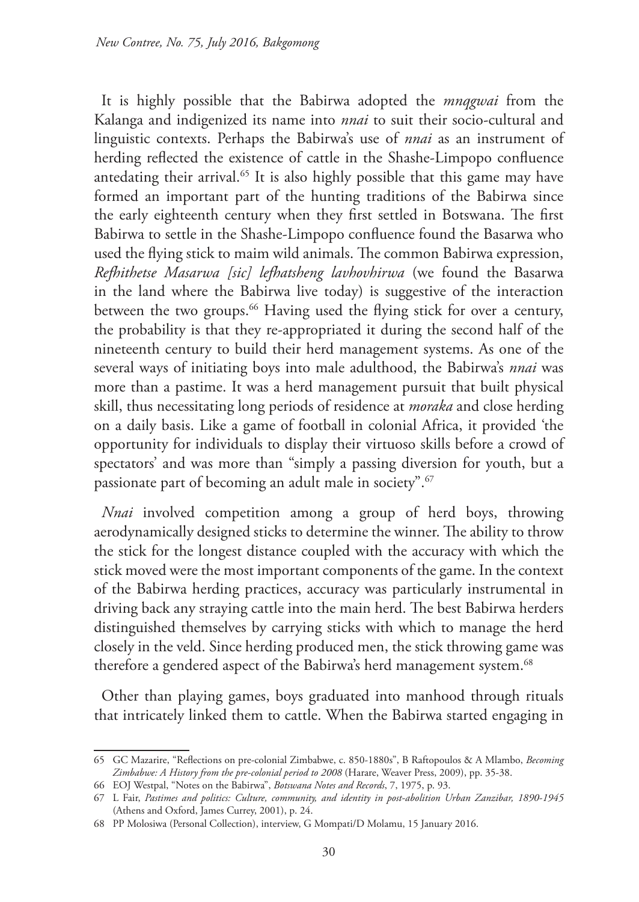It is highly possible that the Babirwa adopted the *mnqgwai* from the Kalanga and indigenized its name into *nnai* to suit their socio-cultural and linguistic contexts. Perhaps the Babirwa's use of *nnai* as an instrument of herding reflected the existence of cattle in the Shashe-Limpopo confluence antedating their arrival.[65] It is also highly possible that this game may have formed an important part of the hunting traditions of the Babirwa since the early eighteenth century when they first settled in Botswana. The first Babirwa to settle in the Shashe-Limpopo confluence found the Basarwa who used the flying stick to maim wild animals. The common Babirwa expression, *Refhithetse Masarwa [sic] lefhatsheng lavhovhirwa* (we found the Basarwa in the land where the Babirwa live today) is suggestive of the interaction between the two groups.[66] Having used the flying stick for over a century, the probability is that they re-appropriated it during the second half of the nineteenth century to build their herd management systems. As one of the several ways of initiating boys into male adulthood, the Babirwa's *nnai* was more than a pastime. It was a herd management pursuit that built physical skill, thus necessitating long periods of residence at *moraka* and close herding on a daily basis. Like a game of football in colonial Africa, it provided 'the opportunity for individuals to display their virtuoso skills before a crowd of spectators' and was more than "simply a passing diversion for youth, but a passionate part of becoming an adult male in society".[67]

*Nnai* involved competition among a group of herd boys, throwing aerodynamically designed sticks to determine the winner. The ability to throw the stick for the longest distance coupled with the accuracy with which the stick moved were the most important components of the game. In the context of the Babirwa herding practices, accuracy was particularly instrumental in driving back any straying cattle into the main herd. The best Babirwa herders distinguished themselves by carrying sticks with which to manage the herd closely in the veld. Since herding produced men, the stick throwing game was therefore a gendered aspect of the Babirwa's herd management system.[68]

Other than playing games, boys graduated into manhood through rituals that intricately linked them to cattle. When the Babirwa started engaging in

---

65 GC Mazarire, "Reflections on pre-colonial Zimbabwe, c. 850-1880s", B Raftopoulos & A Mlambo, *Becoming Zimbabwe: A History from the pre-colonial period to 2008* (Harare, Weaver Press, 2009), pp. 35-38.

66 EOJ Westpal, "Notes on the Babirwa", *Botswana Notes and Records*, 7, 1975, p. 93.

67 L Fair, *Pastimes and politics: Culture, community, and identity in post-abolition Urban Zanzibar, 1890-1945* (Athens and Oxford, James Currey, 2001), p. 24.

68 PP Molosiwa (Personal Collection), interview, G Mompati/D Molamu, 15 January 2016.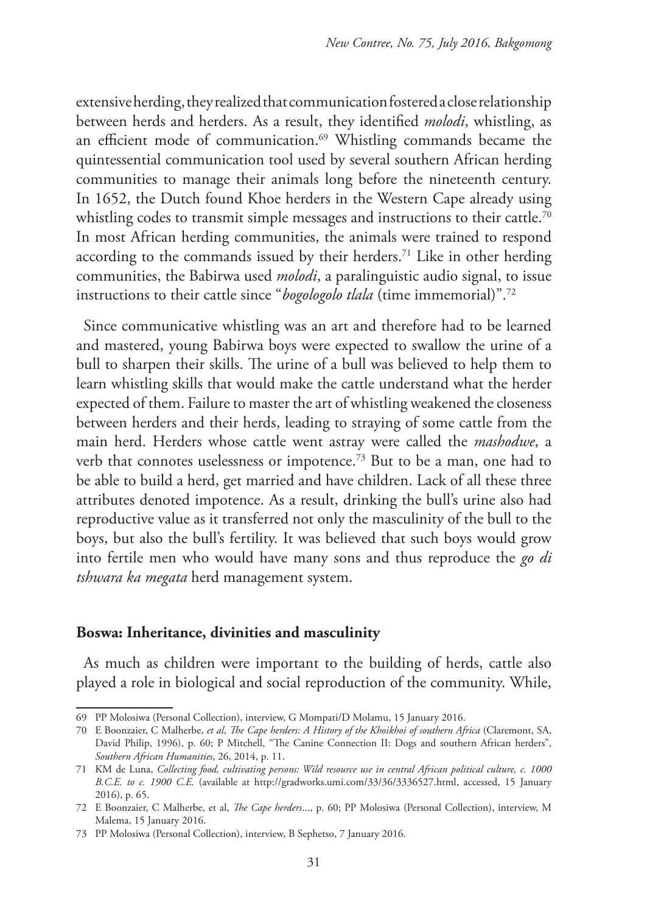extensive herding, they realized that communication fostered a close relationship between herds and herders. As a result, they identified *molodi*, whistling, as an efficient mode of communication.[69] Whistling commands became the quintessential communication tool used by several southern African herding communities to manage their animals long before the nineteenth century. In 1652, the Dutch found Khoe herders in the Western Cape already using whistling codes to transmit simple messages and instructions to their cattle.[70] In most African herding communities, the animals were trained to respond according to the commands issued by their herders.[71] Like in other herding communities, the Babirwa used *molodi*, a paralinguistic audio signal, to issue instructions to their cattle since "*bogologolo tlala* (time immemorial)".[72]

Since communicative whistling was an art and therefore had to be learned and mastered, young Babirwa boys were expected to swallow the urine of a bull to sharpen their skills. The urine of a bull was believed to help them to learn whistling skills that would make the cattle understand what the herder expected of them. Failure to master the art of whistling weakened the closeness between herders and their herds, leading to straying of some cattle from the main herd. Herders whose cattle went astray were called the *mashodwe*, a verb that connotes uselessness or impotence.[73] But to be a man, one had to be able to build a herd, get married and have children. Lack of all these three attributes denoted impotence. As a result, drinking the bull's urine also had reproductive value as it transferred not only the masculinity of the bull to the boys, but also the bull's fertility. It was believed that such boys would grow into fertile men who would have many sons and thus reproduce the *go di tshwara ka megata* herd management system.

## Boswa: Inheritance, divinities and masculinity

As much as children were important to the building of herds, cattle also played a role in biological and social reproduction of the community. While,

---

69 PP Molosiwa (Personal Collection), interview, G Mompati/D Molamu, 15 January 2016.

70 E Boonzaier, C Malherbe, *et al*, *The Cape herders: A History of the Khoikhoi of southern Africa* (Claremont, SA, David Philip, 1996), p. 60; P Mitchell, "The Canine Connection II: Dogs and southern African herders", *Southern African Humanities*, 26, 2014, p. 11.

71 KM de Luna, *Collecting food, cultivating persons: Wild resource use in central African political culture, c. 1000 B.C.E. to c. 1900 C.E.* (available at http://gradworks.umi.com/33/36/3336527.html, accessed, 15 January 2016), p. 65.

72 E Boonzaier, C Malherbe, et al, *The Cape herders*..., p. 60; PP Molosiwa (Personal Collection), interview, M Malema, 15 January 2016.

73 PP Molosiwa (Personal Collection), interview, B Sephetso, 7 January 2016.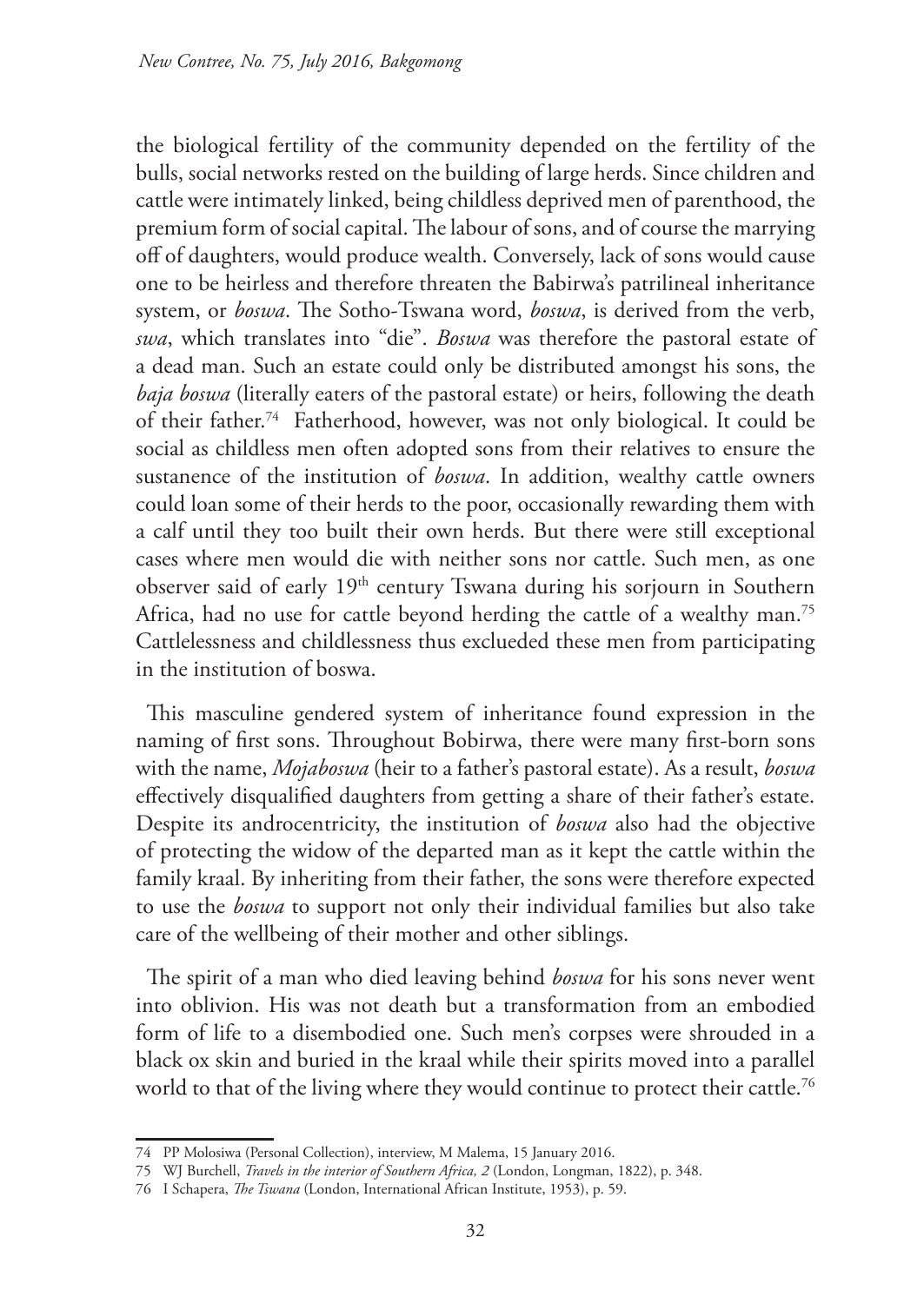the biological fertility of the community depended on the fertility of the bulls, social networks rested on the building of large herds. Since children and cattle were intimately linked, being childless deprived men of parenthood, the premium form of social capital. The labour of sons, and of course the marrying off of daughters, would produce wealth. Conversely, lack of sons would cause one to be heirless and therefore threaten the Babirwa's patrilineal inheritance system, or *boswa*. The Sotho-Tswana word, *boswa*, is derived from the verb, *swa*, which translates into "die". *Boswa* was therefore the pastoral estate of a dead man. Such an estate could only be distributed amongst his sons, the *baja boswa* (literally eaters of the pastoral estate) or heirs, following the death of their father.[74] Fatherhood, however, was not only biological. It could be social as childless men often adopted sons from their relatives to ensure the sustanence of the institution of *boswa*. In addition, wealthy cattle owners could loan some of their herds to the poor, occasionally rewarding them with a calf until they too built their own herds. But there were still exceptional cases where men would die with neither sons nor cattle. Such men, as one observer said of early 19th century Tswana during his sorjourn in Southern Africa, had no use for cattle beyond herding the cattle of a wealthy man.[75] Cattlelessness and childlessness thus exclueded these men from participating in the institution of boswa.

This masculine gendered system of inheritance found expression in the naming of first sons. Throughout Bobirwa, there were many first-born sons with the name, *Mojaboswa* (heir to a father's pastoral estate). As a result, *boswa* effectively disqualified daughters from getting a share of their father's estate. Despite its androcentricity, the institution of *boswa* also had the objective of protecting the widow of the departed man as it kept the cattle within the family kraal. By inheriting from their father, the sons were therefore expected to use the *boswa* to support not only their individual families but also take care of the wellbeing of their mother and other siblings.

The spirit of a man who died leaving behind *boswa* for his sons never went into oblivion. His was not death but a transformation from an embodied form of life to a disembodied one. Such men's corpses were shrouded in a black ox skin and buried in the kraal while their spirits moved into a parallel world to that of the living where they would continue to protect their cattle.[76]

---

74 PP Molosiwa (Personal Collection), interview, M Malema, 15 January 2016.

75 WJ Burchell, *Travels in the interior of Southern Africa, 2* (London, Longman, 1822), p. 348.

76 I Schapera, *The Tswana* (London, International African Institute, 1953), p. 59.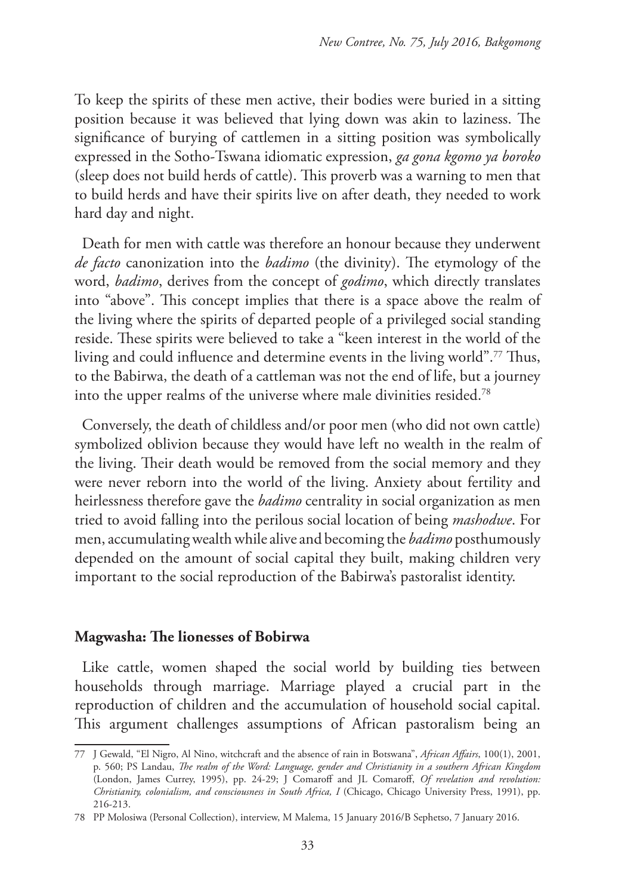To keep the spirits of these men active, their bodies were buried in a sitting position because it was believed that lying down was akin to laziness. The significance of burying of cattlemen in a sitting position was symbolically expressed in the Sotho-Tswana idiomatic expression, *ga gona kgomo ya boroko* (sleep does not build herds of cattle). This proverb was a warning to men that to build herds and have their spirits live on after death, they needed to work hard day and night.

Death for men with cattle was therefore an honour because they underwent *de facto* canonization into the *badimo* (the divinity). The etymology of the word, *badimo*, derives from the concept of *godimo*, which directly translates into "above". This concept implies that there is a space above the realm of the living where the spirits of departed people of a privileged social standing reside. These spirits were believed to take a "keen interest in the world of the living and could influence and determine events in the living world".[77] Thus, to the Babirwa, the death of a cattleman was not the end of life, but a journey into the upper realms of the universe where male divinities resided.[78]

Conversely, the death of childless and/or poor men (who did not own cattle) symbolized oblivion because they would have left no wealth in the realm of the living. Their death would be removed from the social memory and they were never reborn into the world of the living. Anxiety about fertility and heirlessness therefore gave the *badimo* centrality in social organization as men tried to avoid falling into the perilous social location of being *mashodwe*. For men, accumulating wealth while alive and becoming the *badimo* posthumously depended on the amount of social capital they built, making children very important to the social reproduction of the Babirwa's pastoralist identity.

## Magwasha: The lionesses of Bobirwa

Like cattle, women shaped the social world by building ties between households through marriage. Marriage played a crucial part in the reproduction of children and the accumulation of household social capital. This argument challenges assumptions of African pastoralism being an

---

77 J Gewald, "El Nigro, Al Nino, witchcraft and the absence of rain in Botswana", *African Affairs*, 100(1), 2001, p. 560; PS Landau, *The realm of the Word: Language, gender and Christianity in a southern African Kingdom* (London, James Currey, 1995), pp. 24-29; J Comaroff and JL Comaroff, *Of revelation and revolution: Christianity, colonialism, and consciousness in South Africa, I* (Chicago, Chicago University Press, 1991), pp. 216-213.

78 PP Molosiwa (Personal Collection), interview, M Malema, 15 January 2016/B Sephetso, 7 January 2016.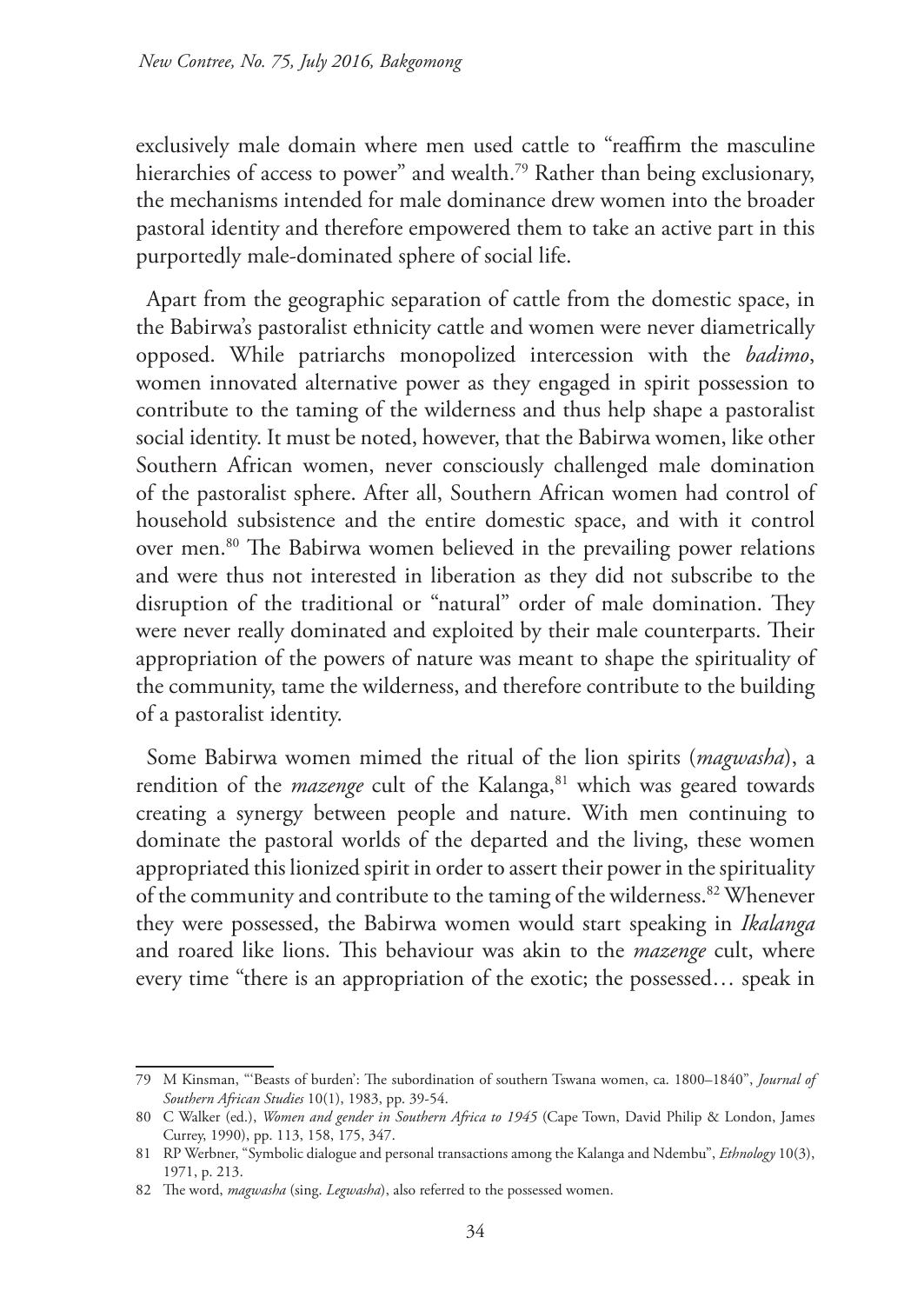exclusively male domain where men used cattle to "reaffirm the masculine hierarchies of access to power" and wealth.[79] Rather than being exclusionary, the mechanisms intended for male dominance drew women into the broader pastoral identity and therefore empowered them to take an active part in this purportedly male-dominated sphere of social life.

Apart from the geographic separation of cattle from the domestic space, in the Babirwa's pastoralist ethnicity cattle and women were never diametrically opposed. While patriarchs monopolized intercession with the *badimo*, women innovated alternative power as they engaged in spirit possession to contribute to the taming of the wilderness and thus help shape a pastoralist social identity. It must be noted, however, that the Babirwa women, like other Southern African women, never consciously challenged male domination of the pastoralist sphere. After all, Southern African women had control of household subsistence and the entire domestic space, and with it control over men.[80] The Babirwa women believed in the prevailing power relations and were thus not interested in liberation as they did not subscribe to the disruption of the traditional or "natural" order of male domination. They were never really dominated and exploited by their male counterparts. Their appropriation of the powers of nature was meant to shape the spirituality of the community, tame the wilderness, and therefore contribute to the building of a pastoralist identity.

Some Babirwa women mimed the ritual of the lion spirits (*magwasha*), a rendition of the *mazenge* cult of the Kalanga,[81] which was geared towards creating a synergy between people and nature. With men continuing to dominate the pastoral worlds of the departed and the living, these women appropriated this lionized spirit in order to assert their power in the spirituality of the community and contribute to the taming of the wilderness.[82] Whenever they were possessed, the Babirwa women would start speaking in *Ikalanga* and roared like lions. This behaviour was akin to the *mazenge* cult, where every time "there is an appropriation of the exotic; the possessed… speak in

---

79 M Kinsman, "'Beasts of burden': The subordination of southern Tswana women, ca. 1800–1840", *Journal of Southern African Studies* 10(1), 1983, pp. 39-54.

80 C Walker (ed.), *Women and gender in Southern Africa to 1945* (Cape Town, David Philip & London, James Currey, 1990), pp. 113, 158, 175, 347.

81 RP Werbner, "Symbolic dialogue and personal transactions among the Kalanga and Ndembu", *Ethnology* 10(3), 1971, p. 213.

82 The word, *magwasha* (sing. *Legwasha*), also referred to the possessed women.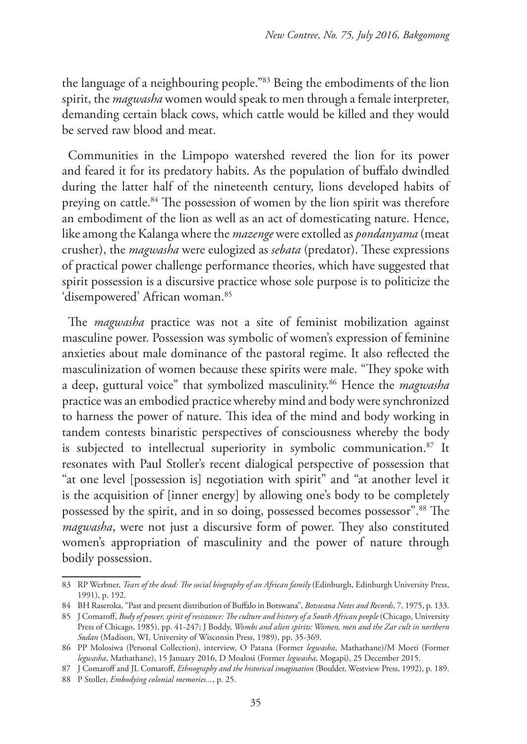the language of a neighbouring people."[83] Being the embodiments of the lion spirit, the *magwasha* women would speak to men through a female interpreter, demanding certain black cows, which cattle would be killed and they would be served raw blood and meat.

Communities in the Limpopo watershed revered the lion for its power and feared it for its predatory habits. As the population of buffalo dwindled during the latter half of the nineteenth century, lions developed habits of preying on cattle.[84] The possession of women by the lion spirit was therefore an embodiment of the lion as well as an act of domesticating nature. Hence, like among the Kalanga where the *mazenge* were extolled as *pondanyama* (meat crusher), the *magwasha* were eulogized as *sebata* (predator). These expressions of practical power challenge performance theories, which have suggested that spirit possession is a discursive practice whose sole purpose is to politicize the 'disempowered' African woman.[85]

The *magwasha* practice was not a site of feminist mobilization against masculine power. Possession was symbolic of women's expression of feminine anxieties about male dominance of the pastoral regime. It also reflected the masculinization of women because these spirits were male. "They spoke with a deep, guttural voice" that symbolized masculinity.[86] Hence the *magwasha* practice was an embodied practice whereby mind and body were synchronized to harness the power of nature. This idea of the mind and body working in tandem contests binaristic perspectives of consciousness whereby the body is subjected to intellectual superiority in symbolic communication.[87] It resonates with Paul Stoller's recent dialogical perspective of possession that "at one level [possession is] negotiation with spirit" and "at another level it is the acquisition of [inner energy] by allowing one's body to be completely possessed by the spirit, and in so doing, possessed becomes possessor".[88] The *magwasha*, were not just a discursive form of power. They also constituted women's appropriation of masculinity and the power of nature through bodily possession.

---

83 RP Werbner, *Tears of the dead: The social biography of an African family* (Edinburgh, Edinburgh University Press, 1991), p. 192.

84 BH Raseroka, "Past and present distribution of Buffalo in Botswana", *Botswana Notes and Records*, 7, 1975, p. 133.

85 J Comaroff, *Body of power, spirit of resistance: The culture and history of a South African people* (Chicago, University Press of Chicago, 1985), pp. 41-247; J Boddy, *Wombs and alien spirits: Women, men and the Zar cult in northern Sudan* (Madison, WI, University of Wisconsin Press, 1989), pp. 35-369.

86 PP Molosiwa (Personal Collection), interview, O Patana (Former *legwasha*, Mathathane)/M Moeti (Former *legwasha*, Mathathane), 15 January 2016, D Moalosi (Former *legwasha*, Mogapi), 25 December 2015.

87 J Comaroff and JL Comaroff, *Ethnography and the historical imagination* (Boulder, Westview Press, 1992), p. 189.

88 P Stoller, *Embodying colonial memories...*, p. 25.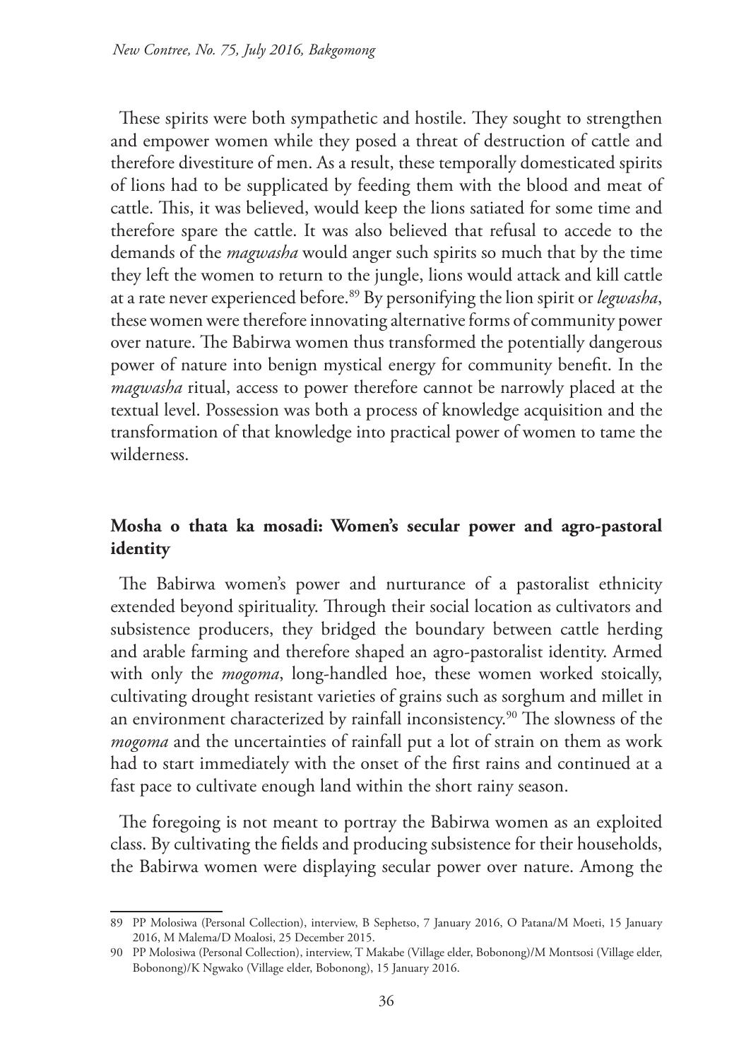These spirits were both sympathetic and hostile. They sought to strengthen and empower women while they posed a threat of destruction of cattle and therefore divestiture of men. As a result, these temporally domesticated spirits of lions had to be supplicated by feeding them with the blood and meat of cattle. This, it was believed, would keep the lions satiated for some time and therefore spare the cattle. It was also believed that refusal to accede to the demands of the *magwasha* would anger such spirits so much that by the time they left the women to return to the jungle, lions would attack and kill cattle at a rate never experienced before.[89] By personifying the lion spirit or *legwasha*, these women were therefore innovating alternative forms of community power over nature. The Babirwa women thus transformed the potentially dangerous power of nature into benign mystical energy for community benefit. In the *magwasha* ritual, access to power therefore cannot be narrowly placed at the textual level. Possession was both a process of knowledge acquisition and the transformation of that knowledge into practical power of women to tame the wilderness.

## Mosha o thata ka mosadi: Women's secular power and agro-pastoral identity

The Babirwa women's power and nurturance of a pastoralist ethnicity extended beyond spirituality. Through their social location as cultivators and subsistence producers, they bridged the boundary between cattle herding and arable farming and therefore shaped an agro-pastoralist identity. Armed with only the *mogoma*, long-handled hoe, these women worked stoically, cultivating drought resistant varieties of grains such as sorghum and millet in an environment characterized by rainfall inconsistency.[90] The slowness of the *mogoma* and the uncertainties of rainfall put a lot of strain on them as work had to start immediately with the onset of the first rains and continued at a fast pace to cultivate enough land within the short rainy season.

The foregoing is not meant to portray the Babirwa women as an exploited class. By cultivating the fields and producing subsistence for their households, the Babirwa women were displaying secular power over nature. Among the

---

89 PP Molosiwa (Personal Collection), interview, B Sephetso, 7 January 2016, O Patana/M Moeti, 15 January 2016, M Malema/D Moalosi, 25 December 2015.

90 PP Molosiwa (Personal Collection), interview, T Makabe (Village elder, Bobonong)/M Montsosi (Village elder, Bobonong)/K Ngwako (Village elder, Bobonong), 15 January 2016.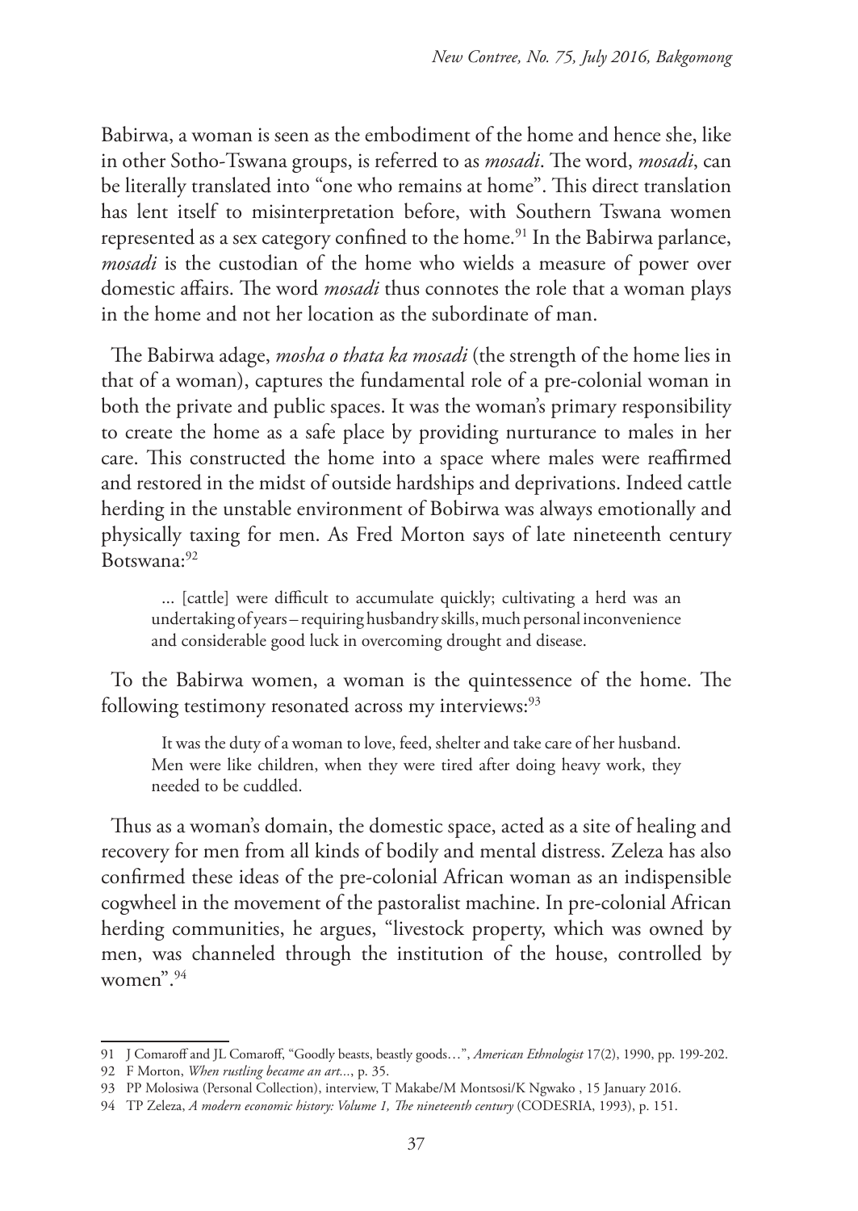Babirwa, a woman is seen as the embodiment of the home and hence she, like in other Sotho-Tswana groups, is referred to as *mosadi*. The word, *mosadi*, can be literally translated into "one who remains at home". This direct translation has lent itself to misinterpretation before, with Southern Tswana women represented as a sex category confined to the home.[91] In the Babirwa parlance, *mosadi* is the custodian of the home who wields a measure of power over domestic affairs. The word *mosadi* thus connotes the role that a woman plays in the home and not her location as the subordinate of man.

The Babirwa adage, *mosha o thata ka mosadi* (the strength of the home lies in that of a woman), captures the fundamental role of a pre-colonial woman in both the private and public spaces. It was the woman's primary responsibility to create the home as a safe place by providing nurturance to males in her care. This constructed the home into a space where males were reaffirmed and restored in the midst of outside hardships and deprivations. Indeed cattle herding in the unstable environment of Bobirwa was always emotionally and physically taxing for men. As Fred Morton says of late nineteenth century Botswana:[92]

> ... [cattle] were difficult to accumulate quickly; cultivating a herd was an undertaking of years – requiring husbandry skills, much personal inconvenience and considerable good luck in overcoming drought and disease.

To the Babirwa women, a woman is the quintessence of the home. The following testimony resonated across my interviews:[93]

> It was the duty of a woman to love, feed, shelter and take care of her husband. Men were like children, when they were tired after doing heavy work, they needed to be cuddled.

Thus as a woman's domain, the domestic space, acted as a site of healing and recovery for men from all kinds of bodily and mental distress. Zeleza has also confirmed these ideas of the pre-colonial African woman as an indispensible cogwheel in the movement of the pastoralist machine. In pre-colonial African herding communities, he argues, "livestock property, which was owned by men, was channeled through the institution of the house, controlled by women".[94]

---

91 J Comaroff and JL Comaroff, "Goodly beasts, beastly goods…", *American Ethnologist* 17(2), 1990, pp. 199-202.

92 F Morton, *When rustling became an art...*, p. 35.

93 PP Molosiwa (Personal Collection), interview, T Makabe/M Montsosi/K Ngwako , 15 January 2016.

94 TP Zeleza, *A modern economic history: Volume 1, The nineteenth century* (CODESRIA, 1993), p. 151.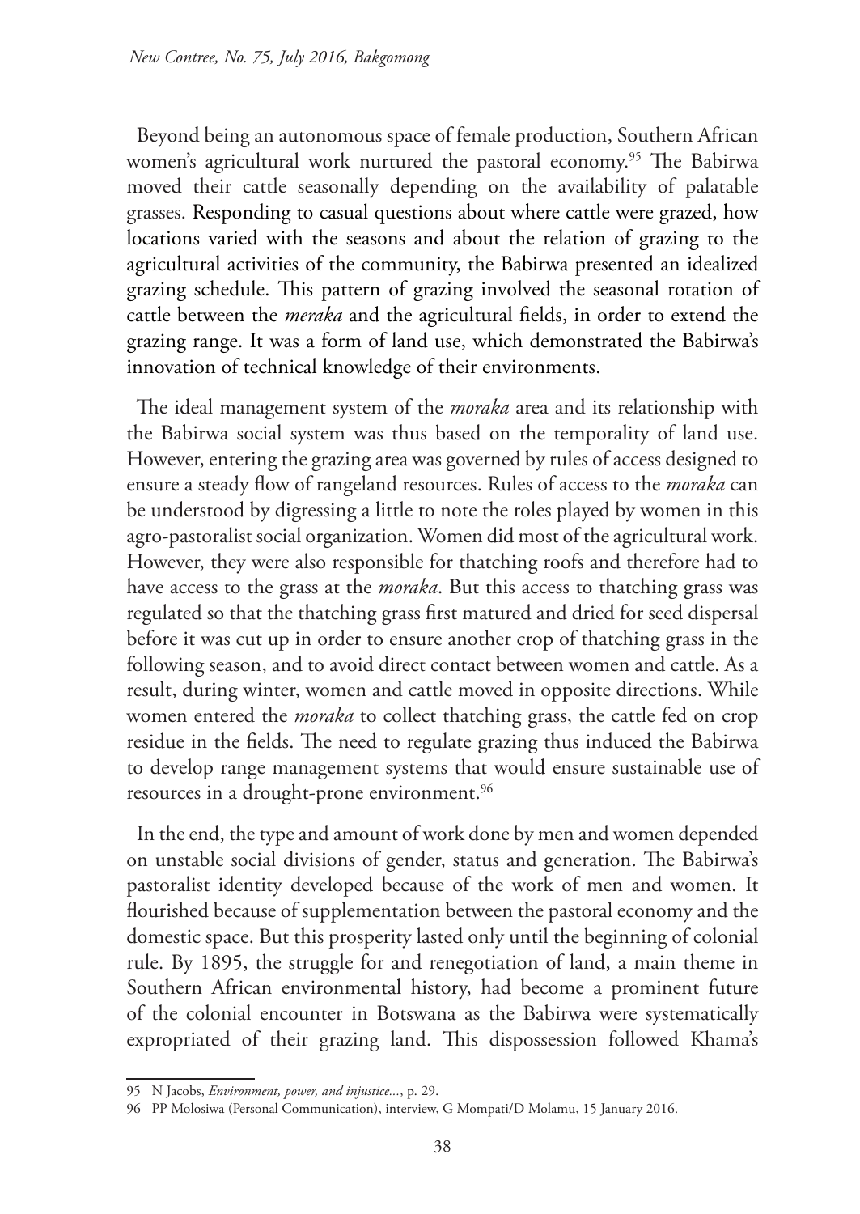Beyond being an autonomous space of female production, Southern African women's agricultural work nurtured the pastoral economy.[95] The Babirwa moved their cattle seasonally depending on the availability of palatable grasses. Responding to casual questions about where cattle were grazed, how locations varied with the seasons and about the relation of grazing to the agricultural activities of the community, the Babirwa presented an idealized grazing schedule. This pattern of grazing involved the seasonal rotation of cattle between the *meraka* and the agricultural fields, in order to extend the grazing range. It was a form of land use, which demonstrated the Babirwa's innovation of technical knowledge of their environments.

The ideal management system of the *moraka* area and its relationship with the Babirwa social system was thus based on the temporality of land use. However, entering the grazing area was governed by rules of access designed to ensure a steady flow of rangeland resources. Rules of access to the *moraka* can be understood by digressing a little to note the roles played by women in this agro-pastoralist social organization. Women did most of the agricultural work. However, they were also responsible for thatching roofs and therefore had to have access to the grass at the *moraka*. But this access to thatching grass was regulated so that the thatching grass first matured and dried for seed dispersal before it was cut up in order to ensure another crop of thatching grass in the following season, and to avoid direct contact between women and cattle. As a result, during winter, women and cattle moved in opposite directions. While women entered the *moraka* to collect thatching grass, the cattle fed on crop residue in the fields. The need to regulate grazing thus induced the Babirwa to develop range management systems that would ensure sustainable use of resources in a drought-prone environment.[96]

In the end, the type and amount of work done by men and women depended on unstable social divisions of gender, status and generation. The Babirwa's pastoralist identity developed because of the work of men and women. It flourished because of supplementation between the pastoral economy and the domestic space. But this prosperity lasted only until the beginning of colonial rule. By 1895, the struggle for and renegotiation of land, a main theme in Southern African environmental history, had become a prominent future of the colonial encounter in Botswana as the Babirwa were systematically expropriated of their grazing land. This dispossession followed Khama's

---

95 N Jacobs, *Environment, power, and injustice...*, p. 29.

96 PP Molosiwa (Personal Communication), interview, G Mompati/D Molamu, 15 January 2016.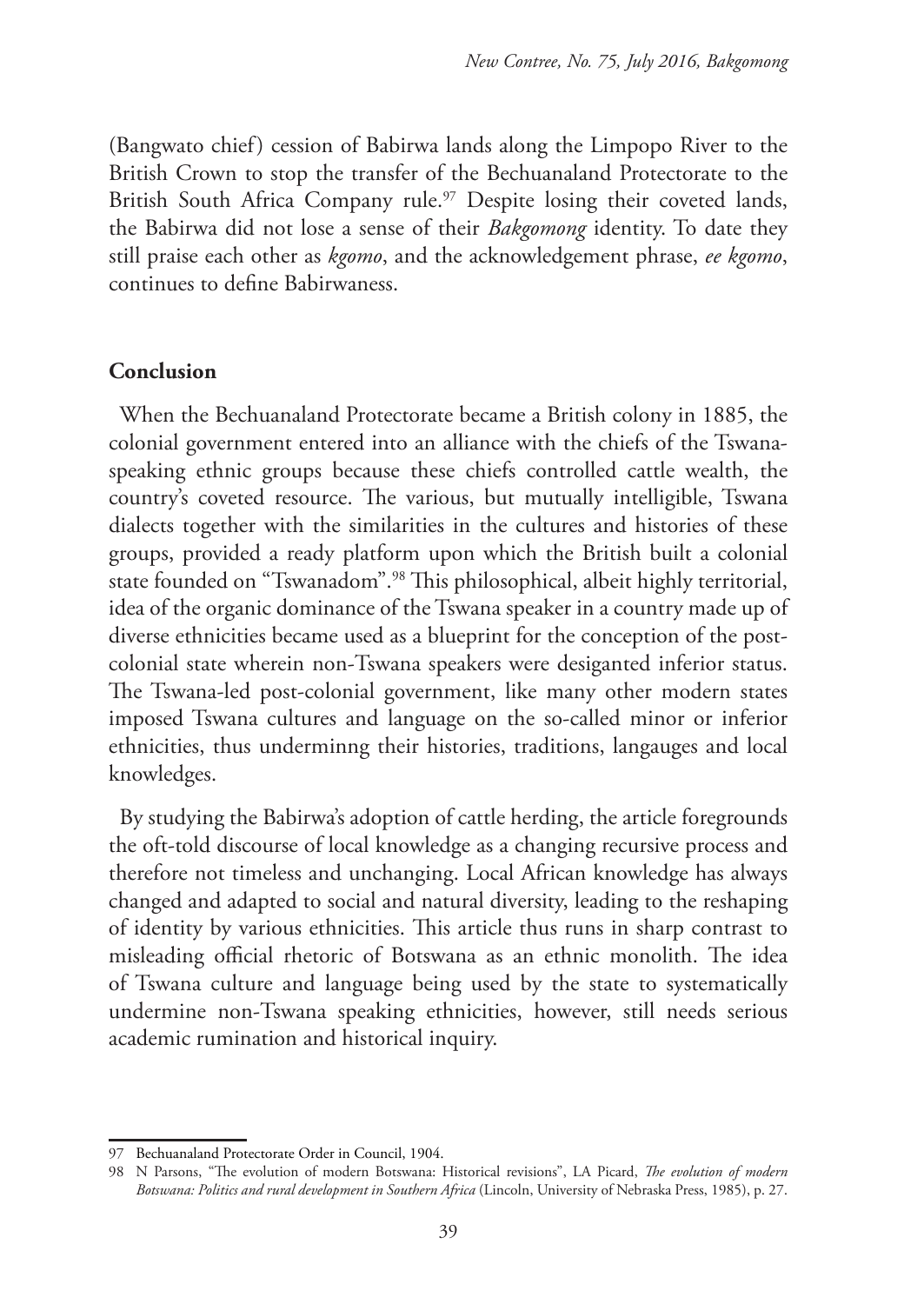(Bangwato chief) cession of Babirwa lands along the Limpopo River to the British Crown to stop the transfer of the Bechuanaland Protectorate to the British South Africa Company rule.[97] Despite losing their coveted lands, the Babirwa did not lose a sense of their *Bakgomong* identity. To date they still praise each other as *kgomo*, and the acknowledgement phrase, *ee kgomo*, continues to define Babirwaness.

## Conclusion

When the Bechuanaland Protectorate became a British colony in 1885, the colonial government entered into an alliance with the chiefs of the Tswana-speaking ethnic groups because these chiefs controlled cattle wealth, the country's coveted resource. The various, but mutually intelligible, Tswana dialects together with the similarities in the cultures and histories of these groups, provided a ready platform upon which the British built a colonial state founded on "Tswanadom".[98] This philosophical, albeit highly territorial, idea of the organic dominance of the Tswana speaker in a country made up of diverse ethnicities became used as a blueprint for the conception of the post-colonial state wherein non-Tswana speakers were desiganted inferior status. The Tswana-led post-colonial government, like many other modern states imposed Tswana cultures and language on the so-called minor or inferior ethnicities, thus underminng their histories, traditions, langauges and local knowledges.

By studying the Babirwa's adoption of cattle herding, the article foregrounds the oft-told discourse of local knowledge as a changing recursive process and therefore not timeless and unchanging. Local African knowledge has always changed and adapted to social and natural diversity, leading to the reshaping of identity by various ethnicities. This article thus runs in sharp contrast to misleading official rhetoric of Botswana as an ethnic monolith. The idea of Tswana culture and language being used by the state to systematically undermine non-Tswana speaking ethnicities, however, still needs serious academic rumination and historical inquiry.

---

97 Bechuanaland Protectorate Order in Council, 1904.

98 N Parsons, "The evolution of modern Botswana: Historical revisions", LA Picard, *The evolution of modern Botswana: Politics and rural development in Southern Africa* (Lincoln, University of Nebraska Press, 1985), p. 27.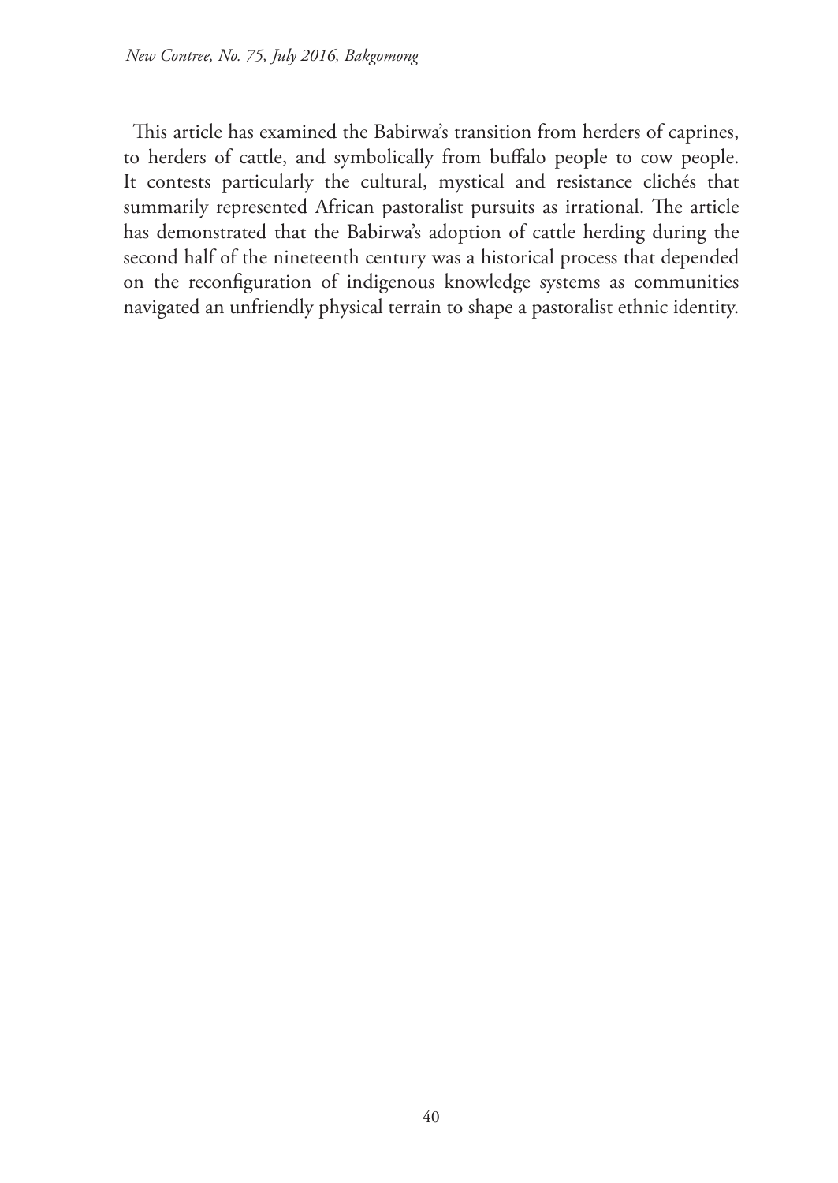This article has examined the Babirwa's transition from herders of caprines, to herders of cattle, and symbolically from buffalo people to cow people. It contests particularly the cultural, mystical and resistance clichés that summarily represented African pastoralist pursuits as irrational. The article has demonstrated that the Babirwa's adoption of cattle herding during the second half of the nineteenth century was a historical process that depended on the reconfiguration of indigenous knowledge systems as communities navigated an unfriendly physical terrain to shape a pastoralist ethnic identity.